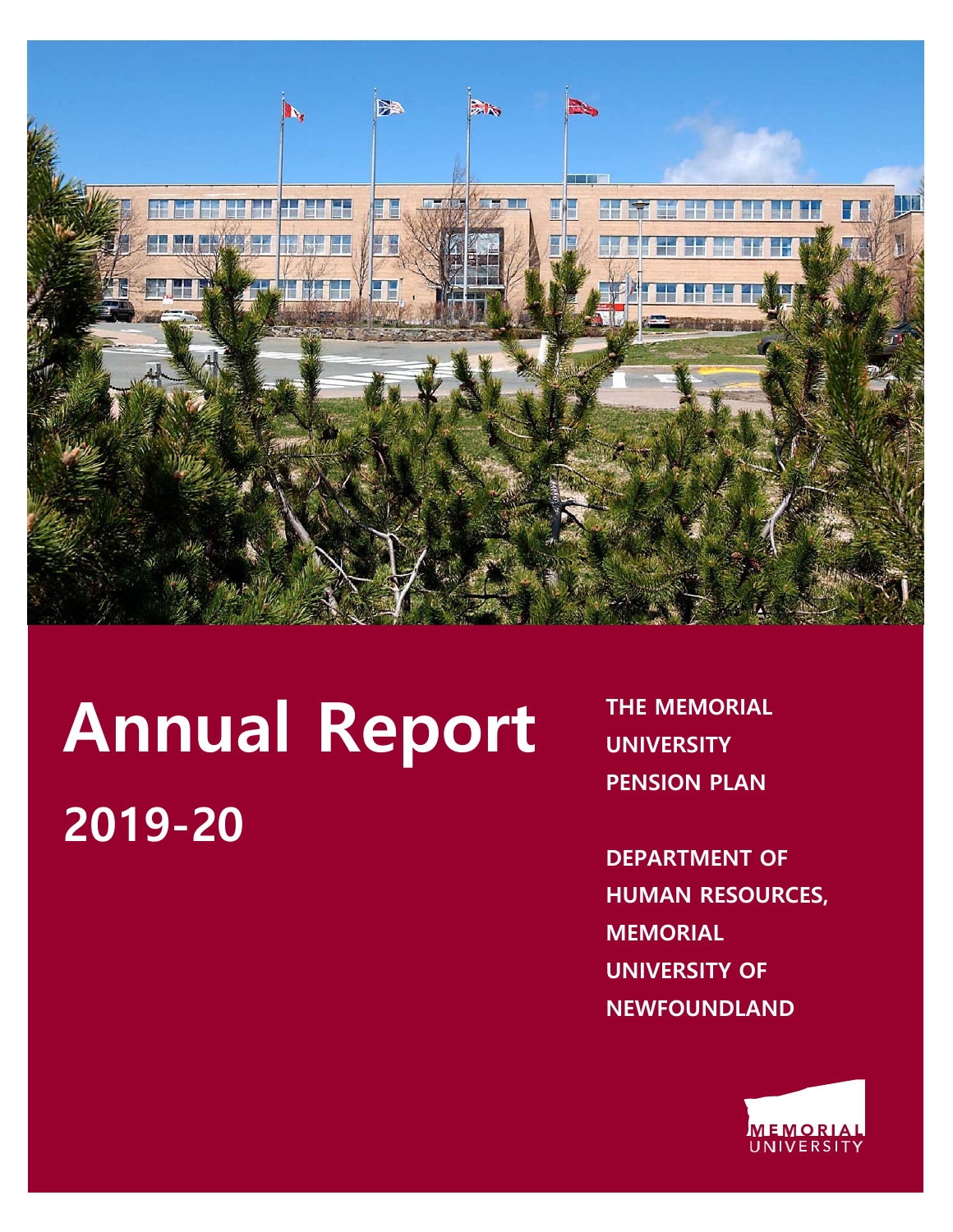# Annual Report

## 2019-20

**THE MEMORIAL UNIVERSITY PENSION PLAN**

**DEPARTMENT OF HUMAN RESOURCES, MEMORIAL UNIVERSITY OF NEWFOUNDLAND**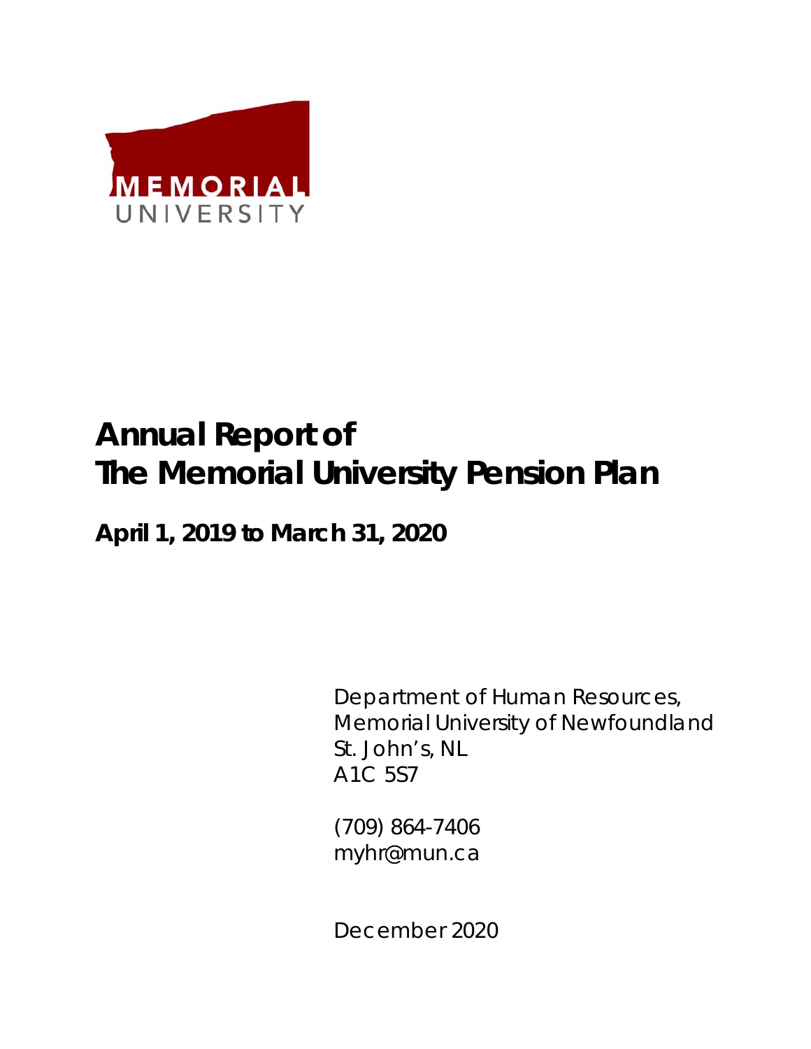MEMORIAL UNIVERSITY

# Annual Report of The Memorial University Pension Plan

## April 1, 2019 to March 31, 2020

Department of Human Resources,
Memorial University of Newfoundland
St. John's, NL
A1C 5S7

(709) 864-7406
myhr@mun.ca

December 2020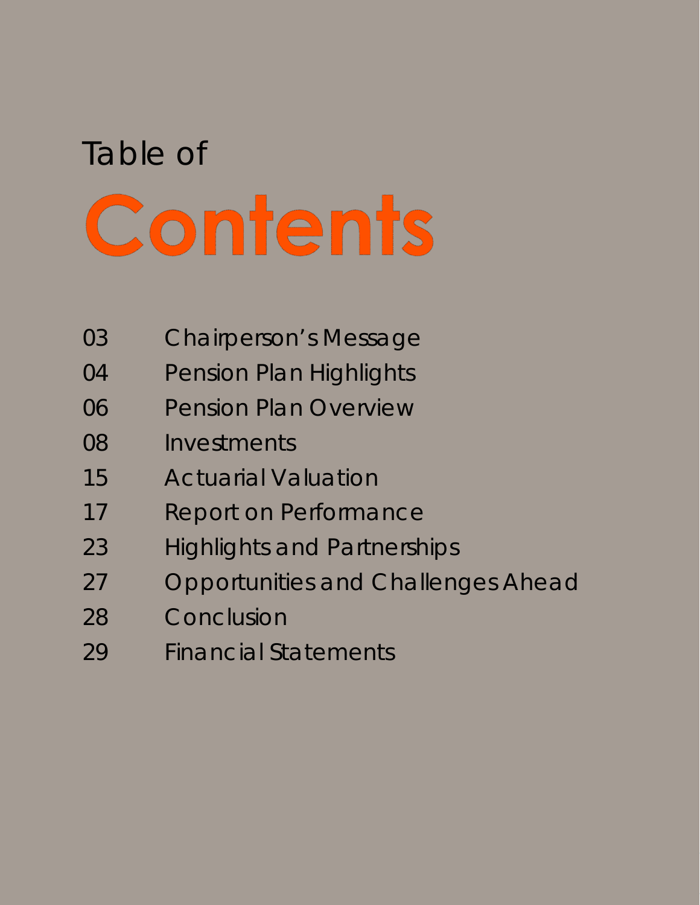# Table of Contents

| | |
|---|---|
| 03 | Chairperson's Message |
| 04 | Pension Plan Highlights |
| 06 | Pension Plan Overview |
| 08 | Investments |
| 15 | Actuarial Valuation |
| 17 | Report on Performance |
| 23 | Highlights and Partnerships |
| 27 | Opportunities and Challenges Ahead |
| 28 | Conclusion |
| 29 | Financial Statements |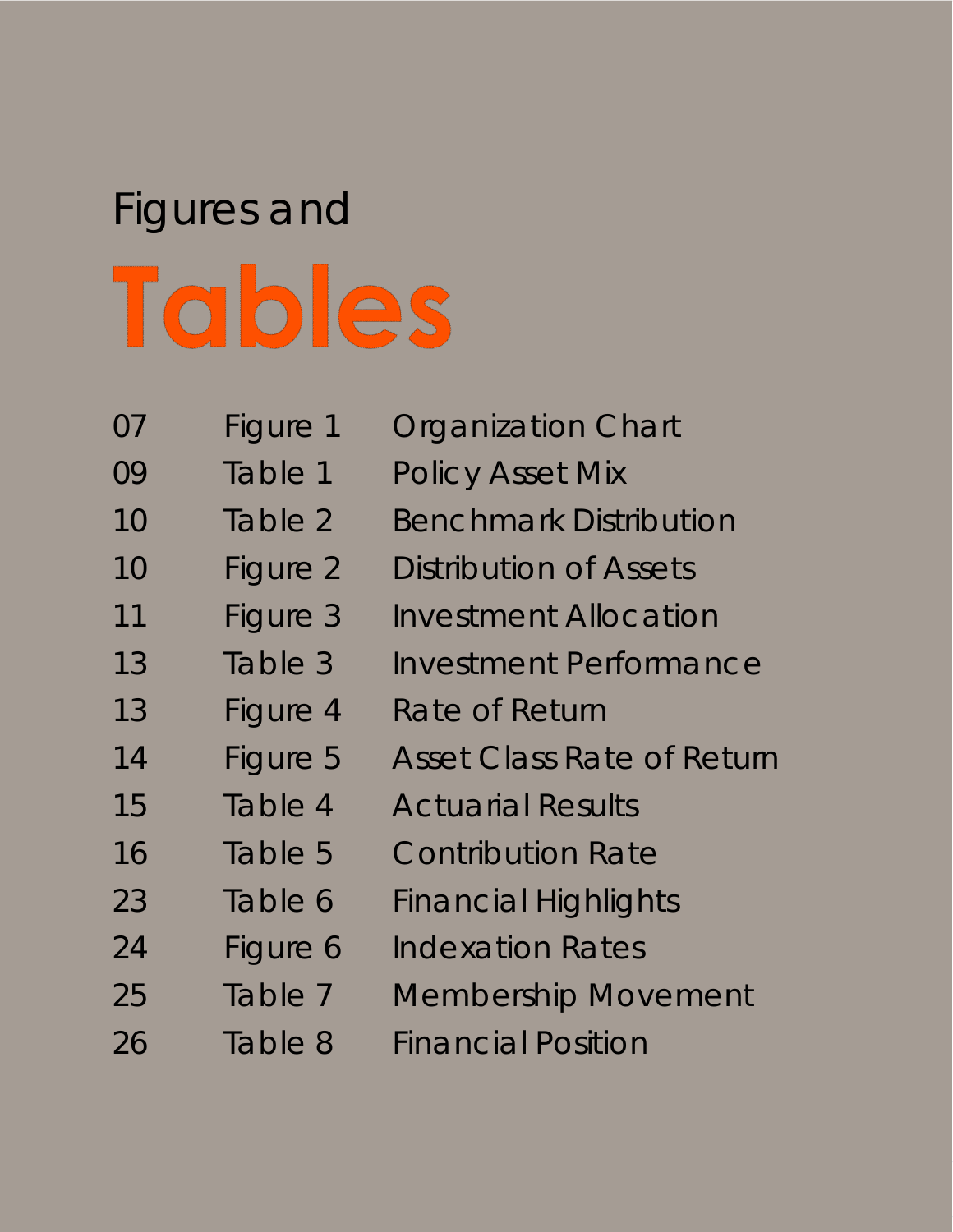# Figures and Tables

| | | |
|---|---|---|
| 07 | Figure 1 | Organization Chart |
| 09 | Table 1 | Policy Asset Mix |
| 10 | Table 2 | Benchmark Distribution |
| 10 | Figure 2 | Distribution of Assets |
| 11 | Figure 3 | Investment Allocation |
| 13 | Table 3 | Investment Performance |
| 13 | Figure 4 | Rate of Return |
| 14 | Figure 5 | Asset Class Rate of Return |
| 15 | Table 4 | Actuarial Results |
| 16 | Table 5 | Contribution Rate |
| 23 | Table 6 | Financial Highlights |
| 24 | Figure 6 | Indexation Rates |
| 25 | Table 7 | Membership Movement |
| 26 | Table 8 | Financial Position |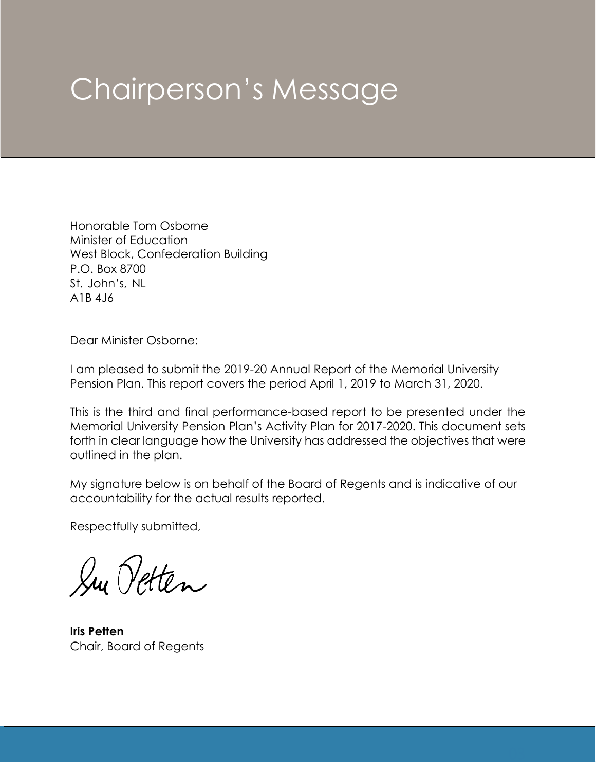# Chairperson's Message

Honorable Tom Osborne  
Minister of Education  
West Block, Confederation Building  
P.O. Box 8700  
St. John's, NL  
A1B 4J6

Dear Minister Osborne:

I am pleased to submit the 2019-20 Annual Report of the Memorial University Pension Plan. This report covers the period April 1, 2019 to March 31, 2020.

This is the third and final performance-based report to be presented under the Memorial University Pension Plan's Activity Plan for 2017-2020. This document sets forth in clear language how the University has addressed the objectives that were outlined in the plan.

My signature below is on behalf of the Board of Regents and is indicative of our accountability for the actual results reported.

Respectfully submitted,

**Iris Petten**  
Chair, Board of Regents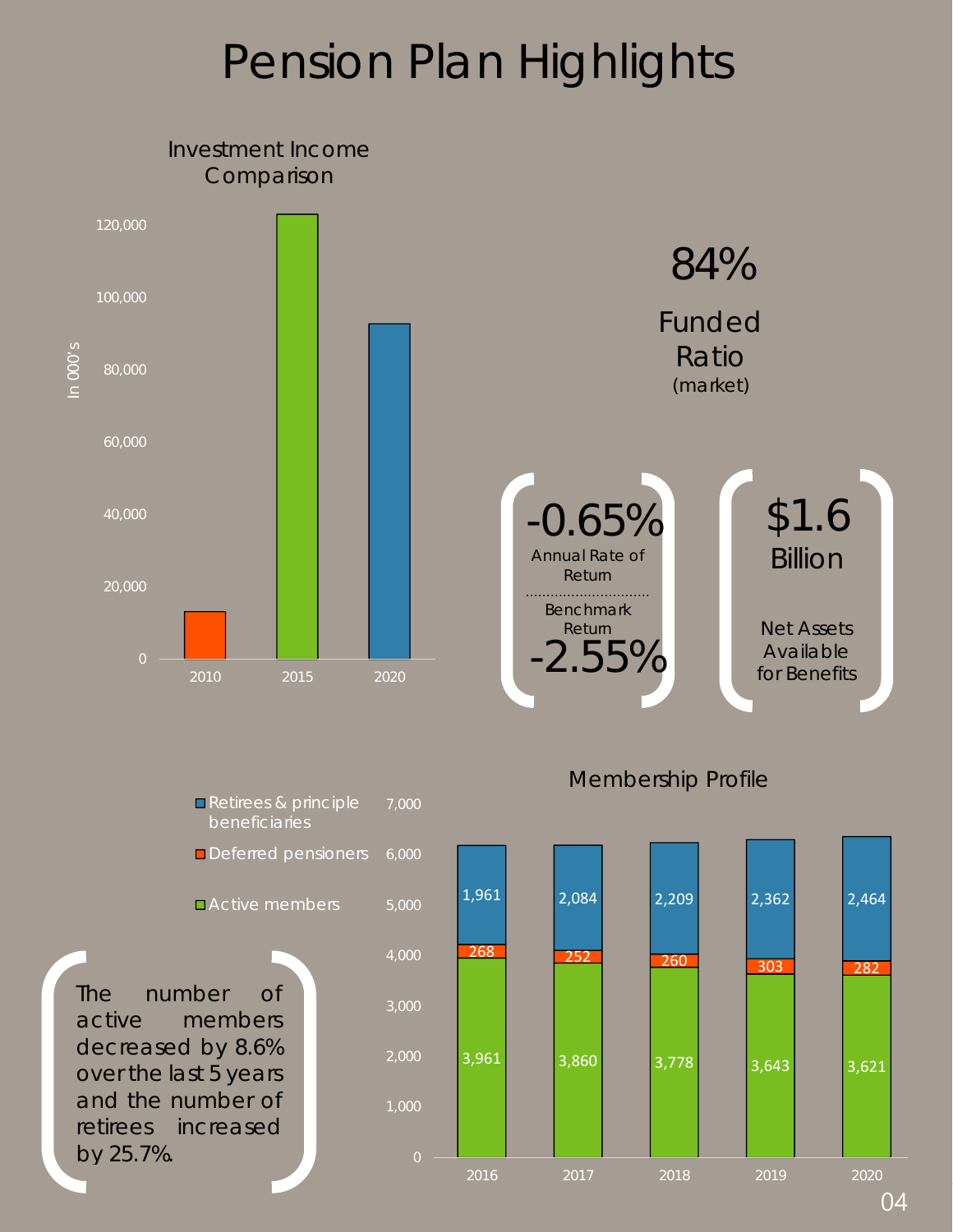# Pension Plan Highlights

## Investment Income Comparison

In 000's

| Year | Investment Income |
|---|---|
| 2010 | ~13,000 |
| 2015 | ~123,000 |
| 2020 | ~93,000 |

84%

Funded Ratio (market)

-0.65%

Annual Rate of Return

Benchmark Return

-2.55%

$1.6 Billion

Net Assets Available for Benefits

## Membership Profile

| | 2016 | 2017 | 2018 | 2019 | 2020 |
|---|---|---|---|---|---|
| Retirees & principle beneficiaries | 1,961 | 2,084 | 2,209 | 2,362 | 2,464 |
| Deferred pensioners | 268 | 252 | 260 | 303 | 282 |
| Active members | 3,961 | 3,860 | 3,778 | 3,643 | 3,621 |

The number of active members decreased by 8.6% over the last 5 years and the number of retirees increased by 25.7%.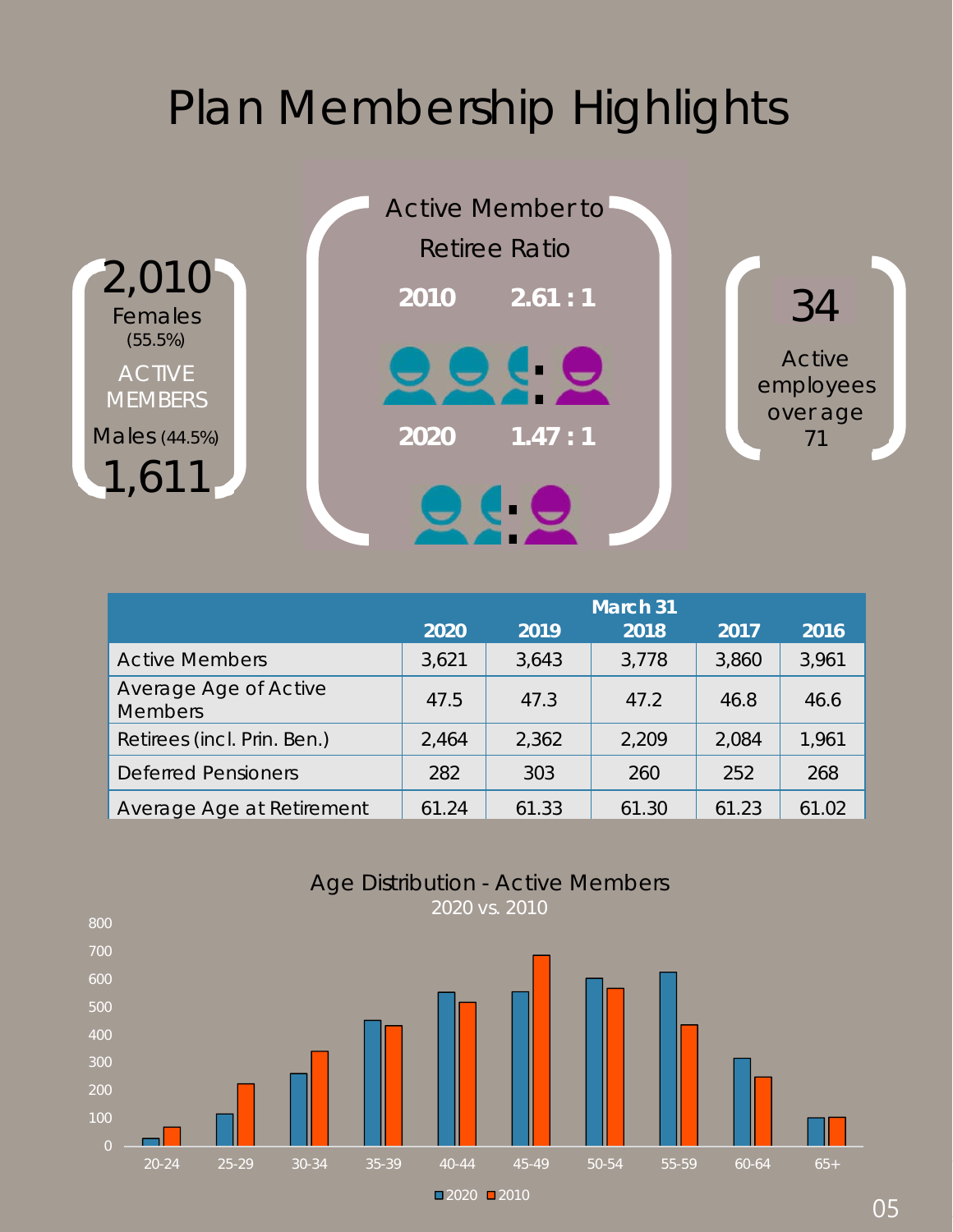# Plan Membership Highlights

2,010 Females (55.5%)

ACTIVE MEMBERS

Males (44.5%) 1,611

Active Member to Retiree Ratio

2010 2.61 : 1

2020 1.47 : 1

34

Active employees over age 71

| | March 31 | | | | |
|---|---|---|---|---|---|
| | 2020 | 2019 | 2018 | 2017 | 2016 |
| Active Members | 3,621 | 3,643 | 3,778 | 3,860 | 3,961 |
| Average Age of Active Members | 47.5 | 47.3 | 47.2 | 46.8 | 46.6 |
| Retirees (incl. Prin. Ben.) | 2,464 | 2,362 | 2,209 | 2,084 | 1,961 |
| Deferred Pensioners | 282 | 303 | 260 | 252 | 268 |
| Average Age at Retirement | 61.24 | 61.33 | 61.30 | 61.23 | 61.02 |

Age Distribution - Active Members

2020 vs. 2010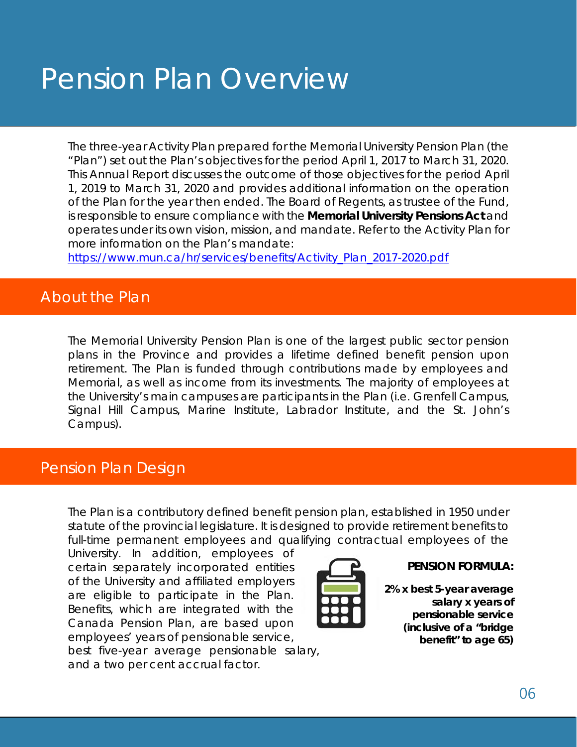# Pension Plan Overview

The three-year Activity Plan prepared for the Memorial University Pension Plan (the "Plan") set out the Plan's objectives for the period April 1, 2017 to March 31, 2020. This Annual Report discusses the outcome of those objectives for the period April 1, 2019 to March 31, 2020 and provides additional information on the operation of the Plan for the year then ended. The Board of Regents, as trustee of the Fund, is responsible to ensure compliance with the **Memorial University Pensions Act** and operates under its own vision, mission, and mandate. Refer to the Activity Plan for more information on the Plan's mandate:
https://www.mun.ca/hr/services/benefits/Activity_Plan_2017-2020.pdf

## About the Plan

The Memorial University Pension Plan is one of the largest public sector pension plans in the Province and provides a lifetime defined benefit pension upon retirement. The Plan is funded through contributions made by employees and Memorial, as well as income from its investments. The majority of employees at the University's main campuses are participants in the Plan (i.e. Grenfell Campus, Signal Hill Campus, Marine Institute, Labrador Institute, and the St. John's Campus).

## Pension Plan Design

The Plan is a contributory defined benefit pension plan, established in 1950 under statute of the provincial legislature. It is designed to provide retirement benefits to full-time permanent employees and qualifying contractual employees of the University. In addition, employees of certain separately incorporated entities of the University and affiliated employers are eligible to participate in the Plan. Benefits, which are integrated with the Canada Pension Plan, are based upon employees' years of pensionable service, best five-year average pensionable salary, and a two per cent accrual factor.

**PENSION FORMULA:**

**2% x best 5-year average salary x years of pensionable service (inclusive of a "bridge benefit" to age 65)**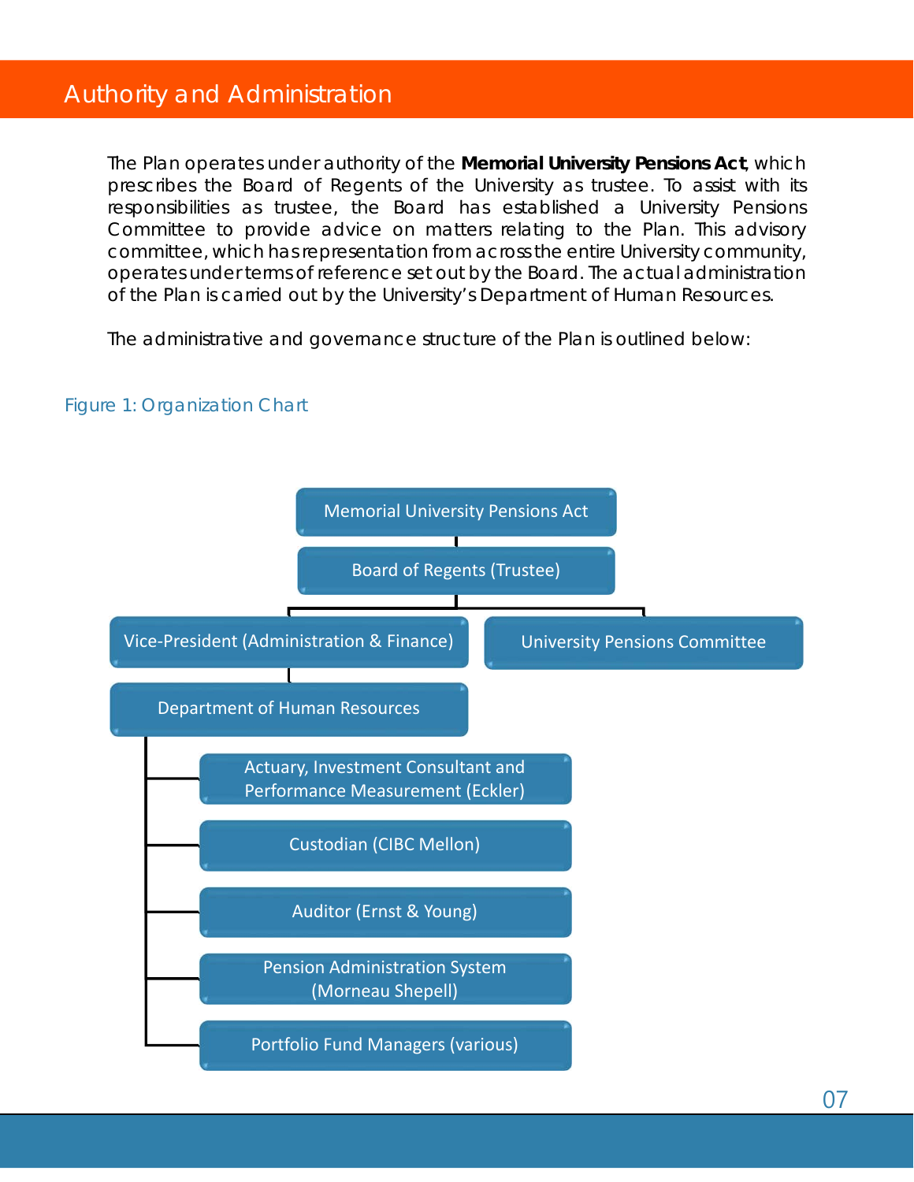# Authority and Administration

The Plan operates under authority of the **Memorial University Pensions Act**, which prescribes the Board of Regents of the University as trustee. To assist with its responsibilities as trustee, the Board has established a University Pensions Committee to provide advice on matters relating to the Plan. This advisory committee, which has representation from across the entire University community, operates under terms of reference set out by the Board. The actual administration of the Plan is carried out by the University's Department of Human Resources.

The administrative and governance structure of the Plan is outlined below:

Figure 1: Organization Chart

- Memorial University Pensions Act
  - Board of Regents (Trustee)
    - Vice-President (Administration & Finance)
      - Department of Human Resources
        - Actuary, Investment Consultant and Performance Measurement (Eckler)
        - Custodian (CIBC Mellon)
        - Auditor (Ernst & Young)
        - Pension Administration System (Morneau Shepell)
        - Portfolio Fund Managers (various)
    - University Pensions Committee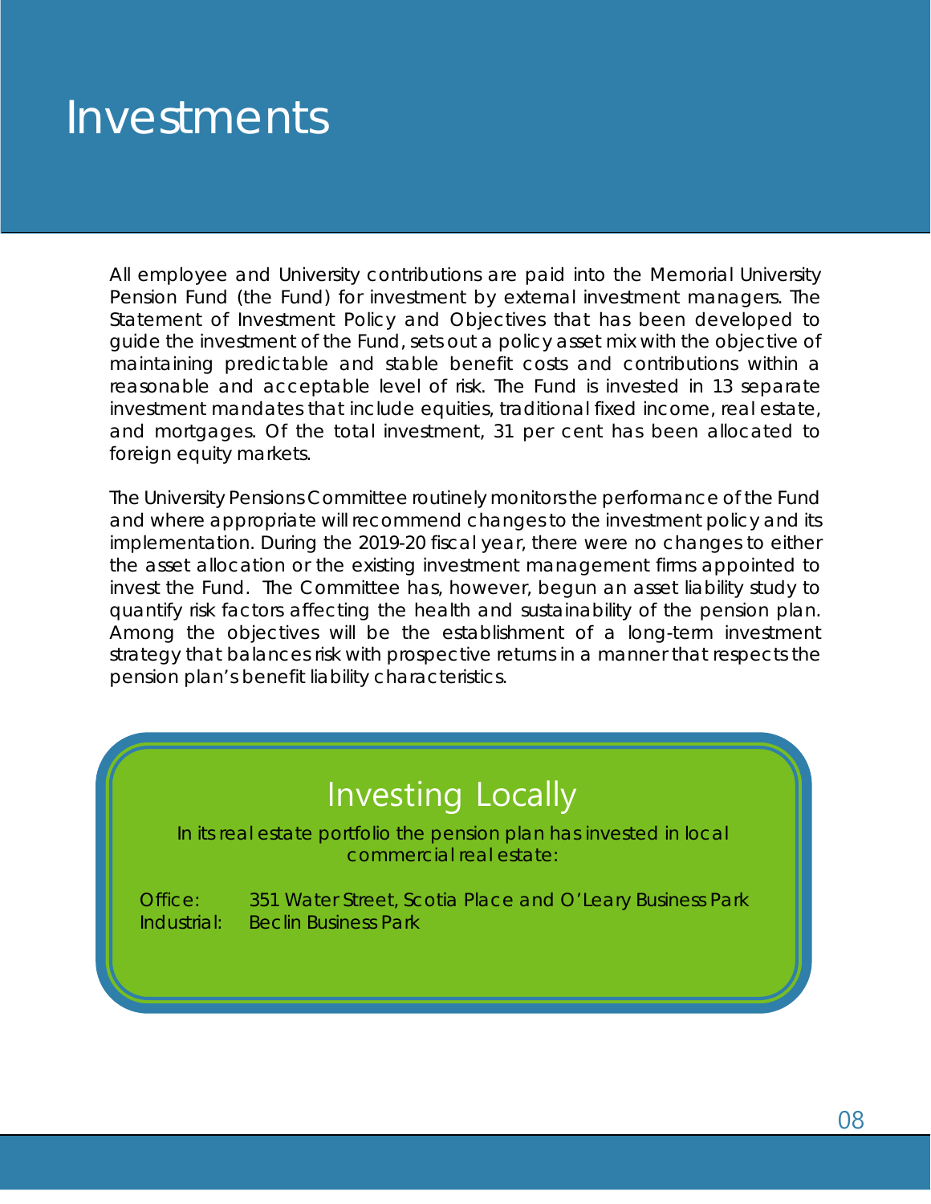# Investments

All employee and University contributions are paid into the Memorial University Pension Fund (the Fund) for investment by external investment managers. The Statement of Investment Policy and Objectives that has been developed to guide the investment of the Fund, sets out a policy asset mix with the objective of maintaining predictable and stable benefit costs and contributions within a reasonable and acceptable level of risk. The Fund is invested in 13 separate investment mandates that include equities, traditional fixed income, real estate, and mortgages. Of the total investment, 31 per cent has been allocated to foreign equity markets.

The University Pensions Committee routinely monitors the performance of the Fund and where appropriate will recommend changes to the investment policy and its implementation. During the 2019-20 fiscal year, there were no changes to either the asset allocation or the existing investment management firms appointed to invest the Fund. The Committee has, however, begun an asset liability study to quantify risk factors affecting the health and sustainability of the pension plan. Among the objectives will be the establishment of a long-term investment strategy that balances risk with prospective returns in a manner that respects the pension plan's benefit liability characteristics.

## Investing Locally

In its real estate portfolio the pension plan has invested in local commercial real estate:

Office: 351 Water Street, Scotia Place and O'Leary Business Park
Industrial: Beclin Business Park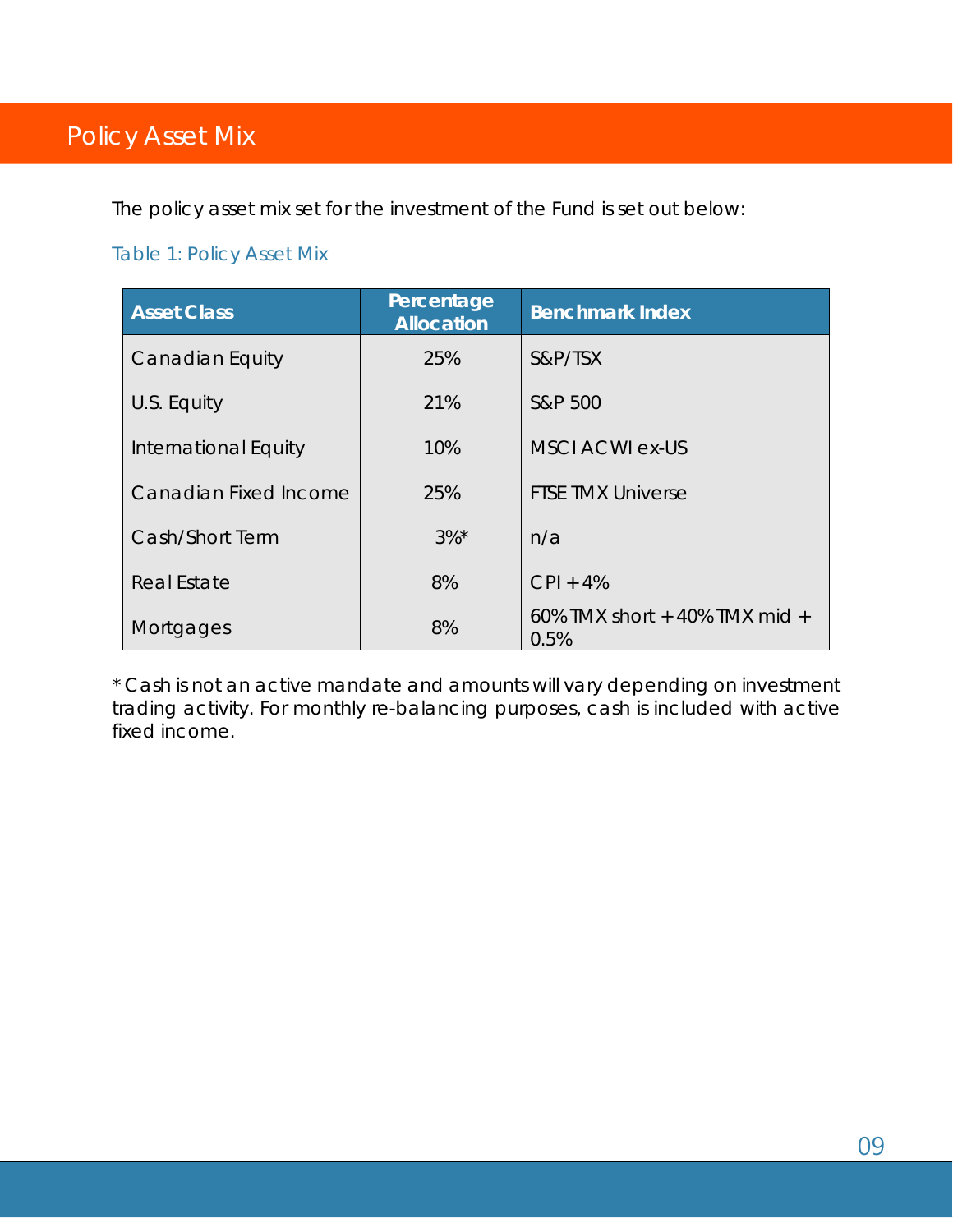# Policy Asset Mix

The policy asset mix set for the investment of the Fund is set out below:

Table 1: Policy Asset Mix

| Asset Class | Percentage Allocation | Benchmark Index |
|---|---|---|
| Canadian Equity | 25% | S&P/TSX |
| U.S. Equity | 21% | S&P 500 |
| International Equity | 10% | MSCI ACWI ex-US |
| Canadian Fixed Income | 25% | FTSE TMX Universe |
| Cash/Short Term | 3%* | n/a |
| Real Estate | 8% | CPI + 4% |
| Mortgages | 8% | 60% TMX short + 40% TMX mid + 0.5% |

* Cash is not an active mandate and amounts will vary depending on investment trading activity. For monthly re-balancing purposes, cash is included with active fixed income.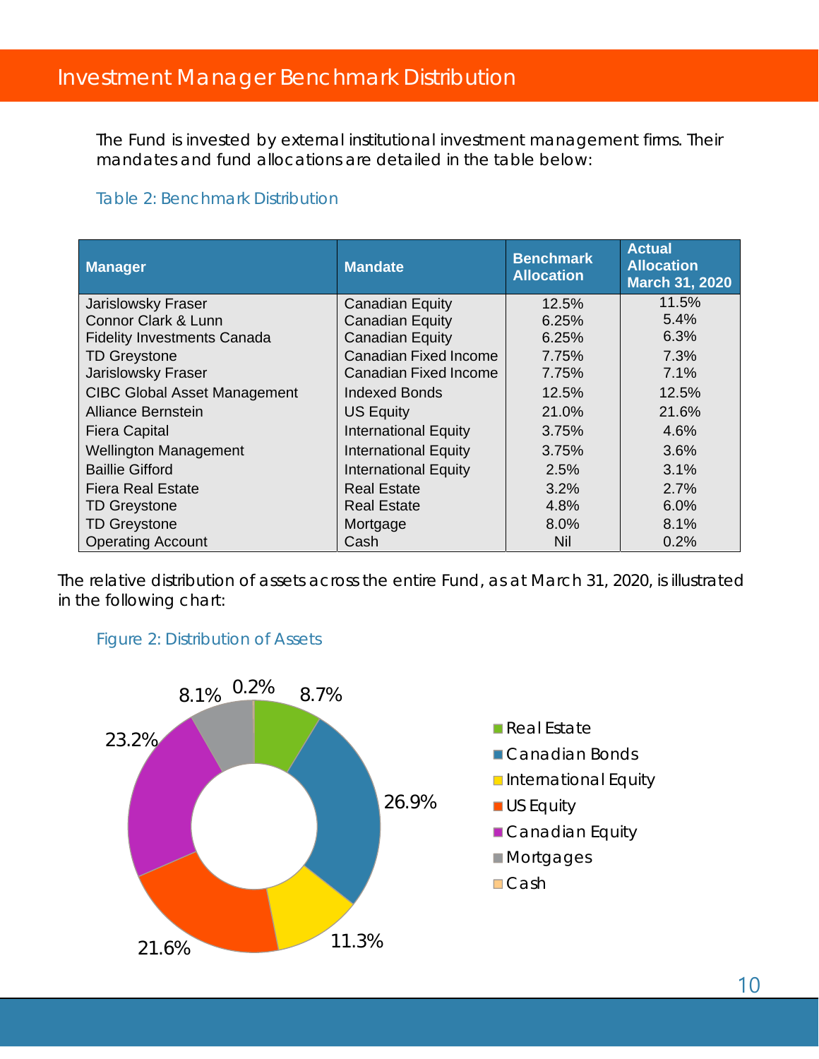# Investment Manager Benchmark Distribution

The Fund is invested by external institutional investment management firms. Their mandates and fund allocations are detailed in the table below:

Table 2: Benchmark Distribution

| Manager | Mandate | Benchmark Allocation | Actual Allocation March 31, 2020 |
|---|---|---|---|
| Jarislowsky Fraser | Canadian Equity | 12.5% | 11.5% |
| Connor Clark & Lunn | Canadian Equity | 6.25% | 5.4% |
| Fidelity Investments Canada | Canadian Equity | 6.25% | 6.3% |
| TD Greystone | Canadian Fixed Income | 7.75% | 7.3% |
| Jarislowsky Fraser | Canadian Fixed Income | 7.75% | 7.1% |
| CIBC Global Asset Management | Indexed Bonds | 12.5% | 12.5% |
| Alliance Bernstein | US Equity | 21.0% | 21.6% |
| Fiera Capital | International Equity | 3.75% | 4.6% |
| Wellington Management | International Equity | 3.75% | 3.6% |
| Baillie Gifford | International Equity | 2.5% | 3.1% |
| Fiera Real Estate | Real Estate | 3.2% | 2.7% |
| TD Greystone | Real Estate | 4.8% | 6.0% |
| TD Greystone | Mortgage | 8.0% | 8.1% |
| Operating Account | Cash | Nil | 0.2% |

The relative distribution of assets across the entire Fund, as at March 31, 2020, is illustrated in the following chart:

Figure 2: Distribution of Assets

| Asset Class | Allocation |
|---|---|
| Real Estate | 8.7% |
| Canadian Bonds | 26.9% |
| International Equity | 11.3% |
| US Equity | 21.6% |
| Canadian Equity | 23.2% |
| Mortgages | 8.1% |
| Cash | 0.2% |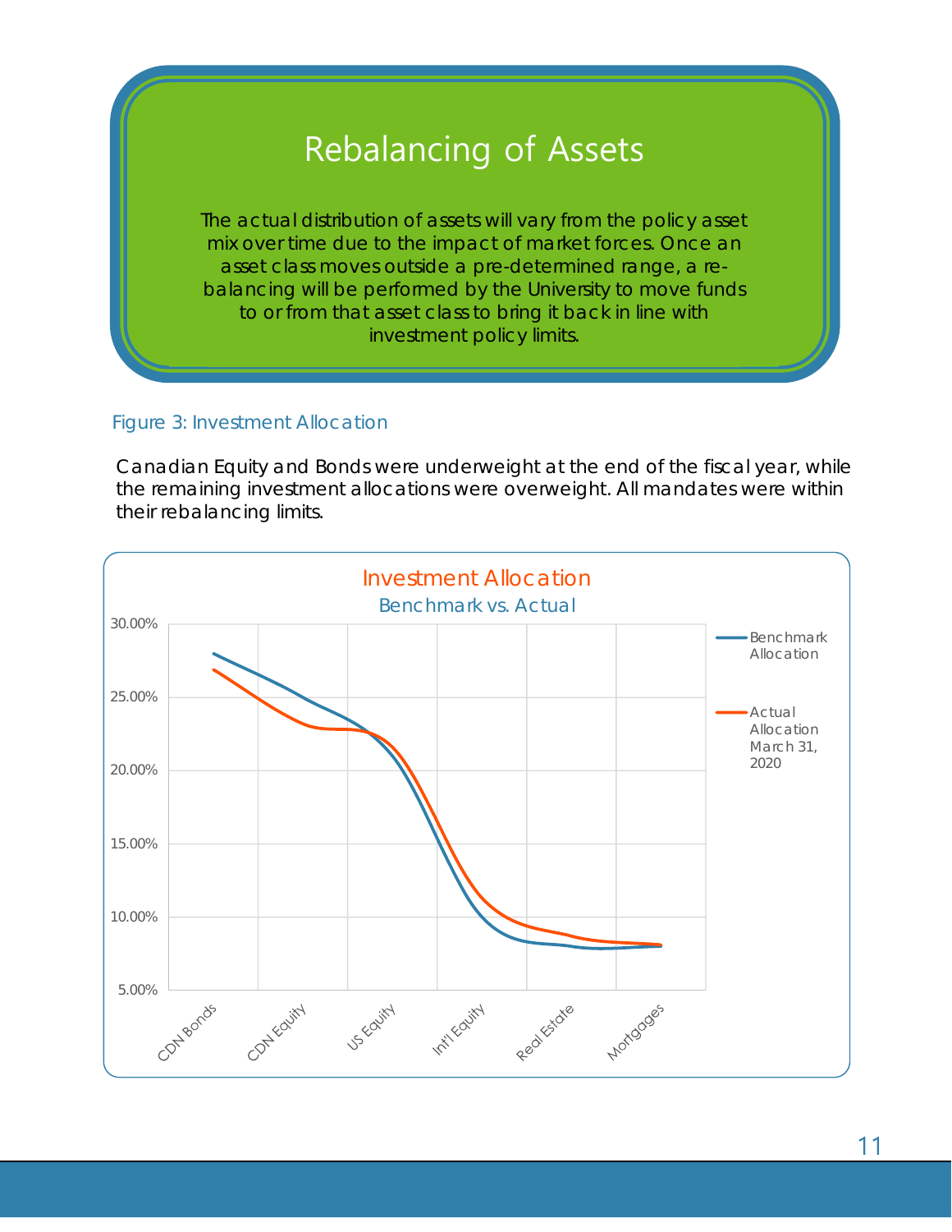## Rebalancing of Assets

The actual distribution of assets will vary from the policy asset mix over time due to the impact of market forces. Once an asset class moves outside a pre-determined range, a re-balancing will be performed by the University to move funds to or from that asset class to bring it back in line with investment policy limits.

Figure 3: Investment Allocation

Canadian Equity and Bonds were underweight at the end of the fiscal year, while the remaining investment allocations were overweight. All mandates were within their rebalancing limits.

**Investment Allocation**
Benchmark vs. Actual

(Line chart: Benchmark Allocation vs. Actual Allocation March 31, 2020, across CDN Bonds, CDN Equity, US Equity, Int'l Equity, Real Estate, Mortgages; y-axis 5.00% to 30.00%)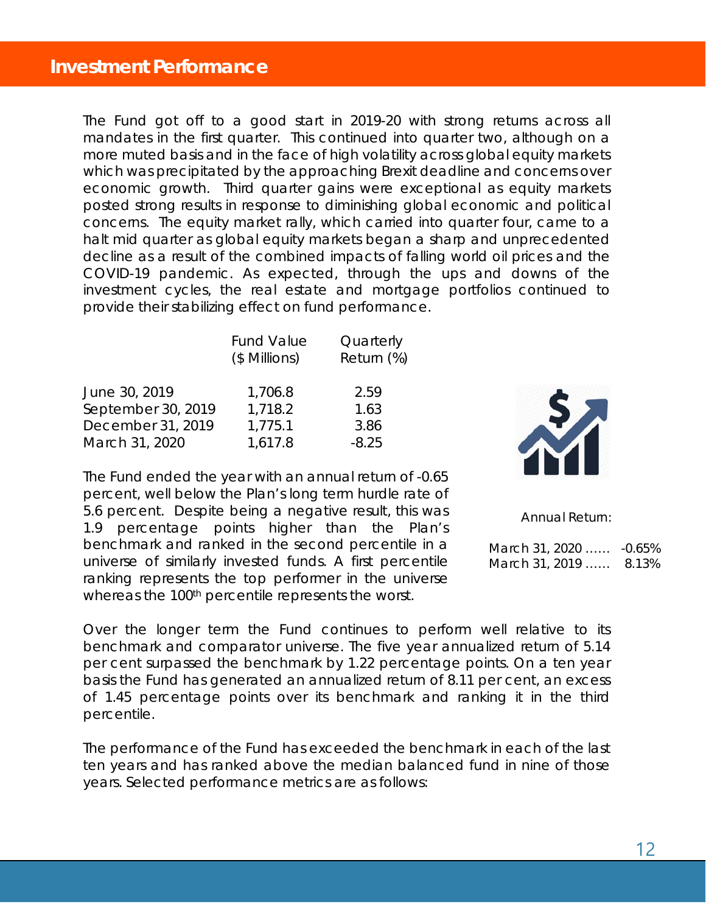## Investment Performance

The Fund got off to a good start in 2019-20 with strong returns across all mandates in the first quarter. This continued into quarter two, although on a more muted basis and in the face of high volatility across global equity markets which was precipitated by the approaching Brexit deadline and concerns over economic growth. Third quarter gains were exceptional as equity markets posted strong results in response to diminishing global economic and political concerns. The equity market rally, which carried into quarter four, came to a halt mid quarter as global equity markets began a sharp and unprecedented decline as a result of the combined impacts of falling world oil prices and the COVID-19 pandemic. As expected, through the ups and downs of the investment cycles, the real estate and mortgage portfolios continued to provide their stabilizing effect on fund performance.

| | Fund Value ($ Millions) | Quarterly Return (%) |
|---|---|---|
| June 30, 2019 | 1,706.8 | 2.59 |
| September 30, 2019 | 1,718.2 | 1.63 |
| December 31, 2019 | 1,775.1 | 3.86 |
| March 31, 2020 | 1,617.8 | -8.25 |

The Fund ended the year with an annual return of -0.65 percent, well below the Plan's long term hurdle rate of 5.6 percent. Despite being a negative result, this was 1.9 percentage points higher than the Plan's benchmark and ranked in the second percentile in a universe of similarly invested funds. A first percentile ranking represents the top performer in the universe whereas the 100th percentile represents the worst.

Annual Return:

March 31, 2020 …… -0.65%
March 31, 2019 …… 8.13%

Over the longer term the Fund continues to perform well relative to its benchmark and comparator universe. The five year annualized return of 5.14 per cent surpassed the benchmark by 1.22 percentage points. On a ten year basis the Fund has generated an annualized return of 8.11 per cent, an excess of 1.45 percentage points over its benchmark and ranking it in the third percentile.

The performance of the Fund has exceeded the benchmark in each of the last ten years and has ranked above the median balanced fund in nine of those years. Selected performance metrics are as follows: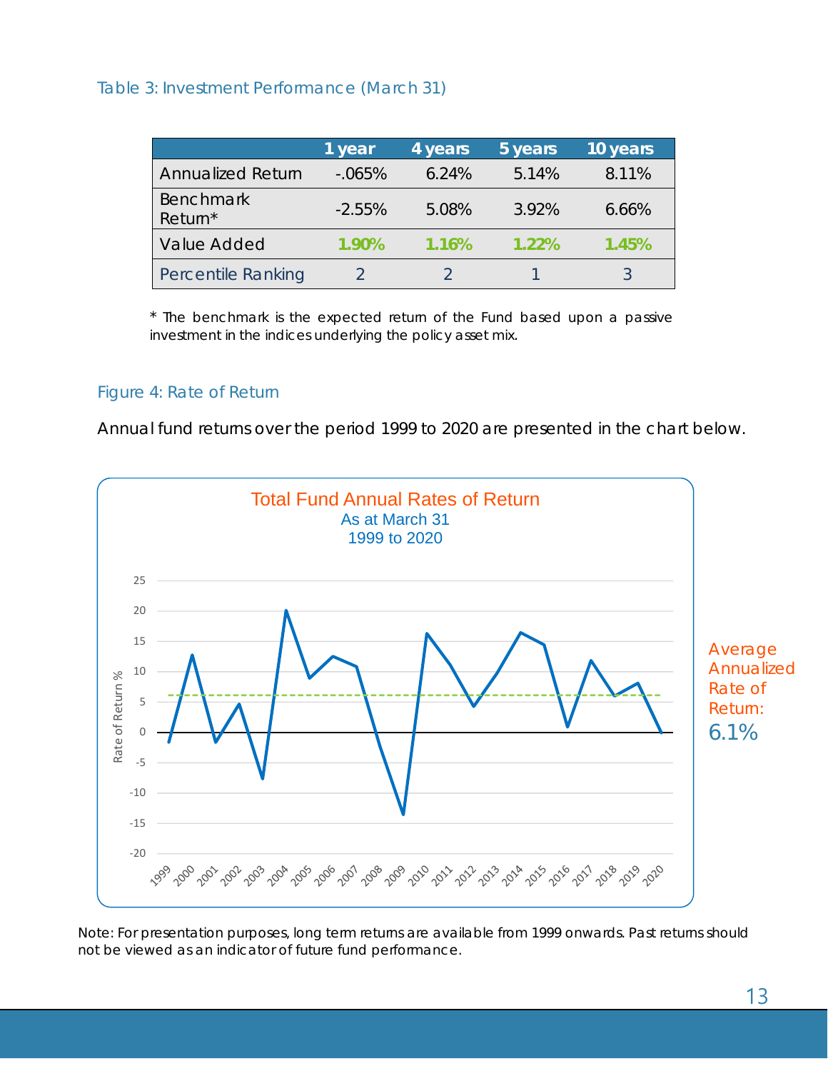### Table 3: Investment Performance (March 31)

| | 1 year | 4 years | 5 years | 10 years |
|---|---|---|---|---|
| Annualized Return | -.065% | 6.24% | 5.14% | 8.11% |
| Benchmark Return* | -2.55% | 5.08% | 3.92% | 6.66% |
| Value Added | **1.90%** | **1.16%** | **1.22%** | **1.45%** |
| Percentile Ranking | 2 | 2 | 1 | 3 |

* The benchmark is the expected return of the Fund based upon a passive investment in the indices underlying the policy asset mix.

### Figure 4: Rate of Return

Annual fund returns over the period 1999 to 2020 are presented in the chart below.

Total Fund Annual Rates of Return
As at March 31
1999 to 2020

Average Annualized Rate of Return: 6.1%

Note: For presentation purposes, long term returns are available from 1999 onwards. Past returns should not be viewed as an indicator of future fund performance.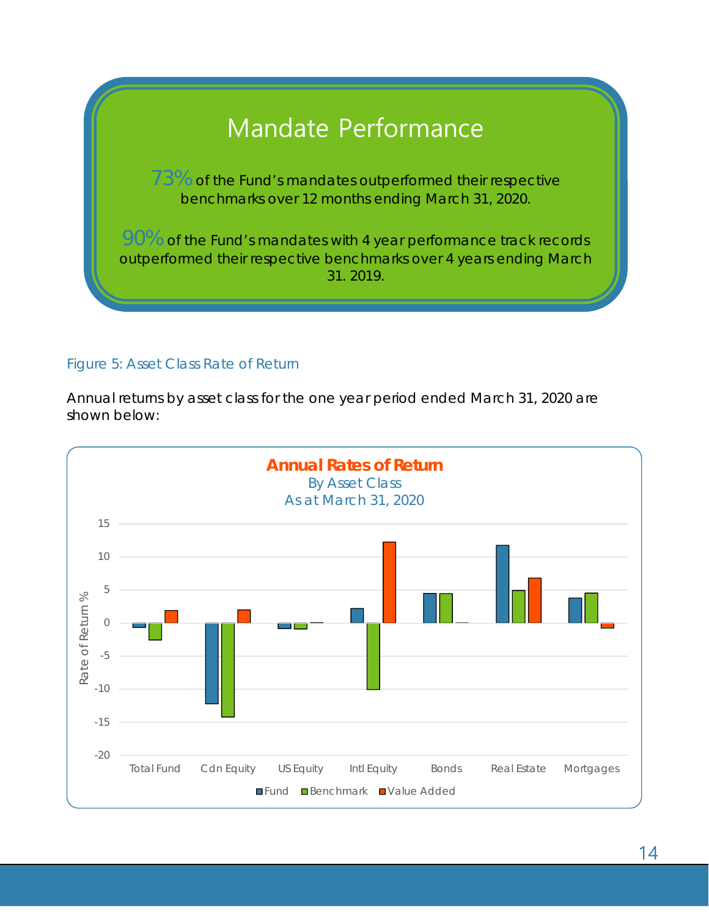## Mandate Performance

73% of the Fund's mandates outperformed their respective benchmarks over 12 months ending March 31, 2020.

90% of the Fund's mandates with 4 year performance track records outperformed their respective benchmarks over 4 years ending March 31. 2019.

Figure 5: Asset Class Rate of Return

Annual returns by asset class for the one year period ended March 31, 2020 are shown below:

**Annual Rates of Return**
By Asset Class
As at March 31, 2020

Rate of Return %

Total Fund | Cdn Equity | US Equity | Intl Equity | Bonds | Real Estate | Mortgages

Fund | Benchmark | Value Added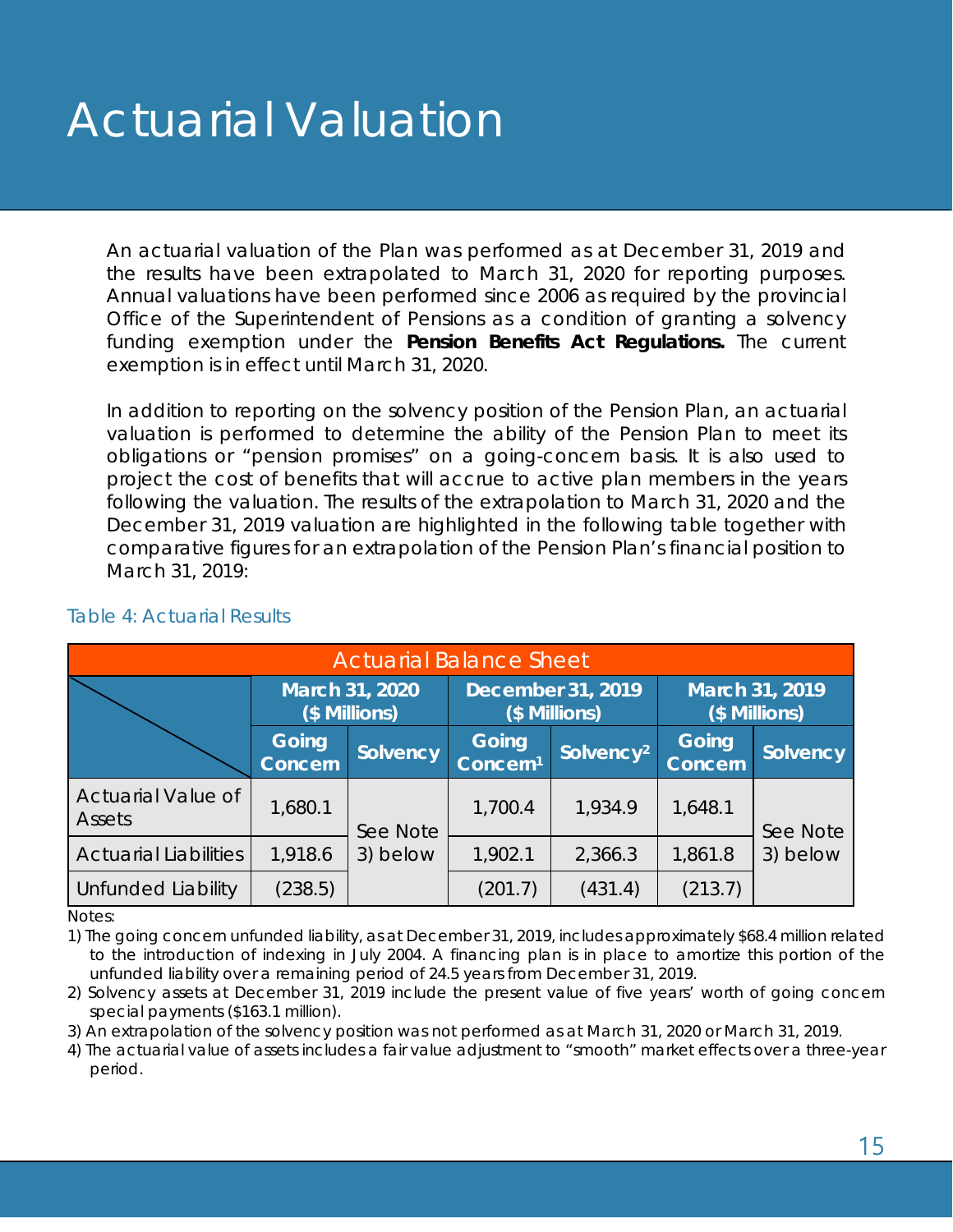# Actuarial Valuation

An actuarial valuation of the Plan was performed as at December 31, 2019 and the results have been extrapolated to March 31, 2020 for reporting purposes. Annual valuations have been performed since 2006 as required by the provincial Office of the Superintendent of Pensions as a condition of granting a solvency funding exemption under the **Pension Benefits Act Regulations.** The current exemption is in effect until March 31, 2020.

In addition to reporting on the solvency position of the Pension Plan, an actuarial valuation is performed to determine the ability of the Pension Plan to meet its obligations or "pension promises" on a going-concern basis. It is also used to project the cost of benefits that will accrue to active plan members in the years following the valuation. The results of the extrapolation to March 31, 2020 and the December 31, 2019 valuation are highlighted in the following table together with comparative figures for an extrapolation of the Pension Plan's financial position to March 31, 2019:

Table 4: Actuarial Results

| Actuarial Balance Sheet | | | | | | |
|---|---|---|---|---|---|---|
| | March 31, 2020 ($ Millions) | | December 31, 2019 ($ Millions) | | March 31, 2019 ($ Millions) | |
| | Going Concern | Solvency | Going Concern[1] | Solvency[2] | Going Concern | Solvency |
| Actuarial Value of Assets | 1,680.1 | See Note 3) below | 1,700.4 | 1,934.9 | 1,648.1 | See Note 3) below |
| Actuarial Liabilities | 1,918.6 | | 1,902.1 | 2,366.3 | 1,861.8 | |
| Unfunded Liability | (238.5) | | (201.7) | (431.4) | (213.7) | |

Notes:

1) The going concern unfunded liability, as at December 31, 2019, includes approximately $68.4 million related to the introduction of indexing in July 2004. A financing plan is in place to amortize this portion of the unfunded liability over a remaining period of 24.5 years from December 31, 2019.
2) Solvency assets at December 31, 2019 include the present value of five years' worth of going concern special payments ($163.1 million).
3) An extrapolation of the solvency position was not performed as at March 31, 2020 or March 31, 2019.
4) The actuarial value of assets includes a fair value adjustment to "smooth" market effects over a three-year period.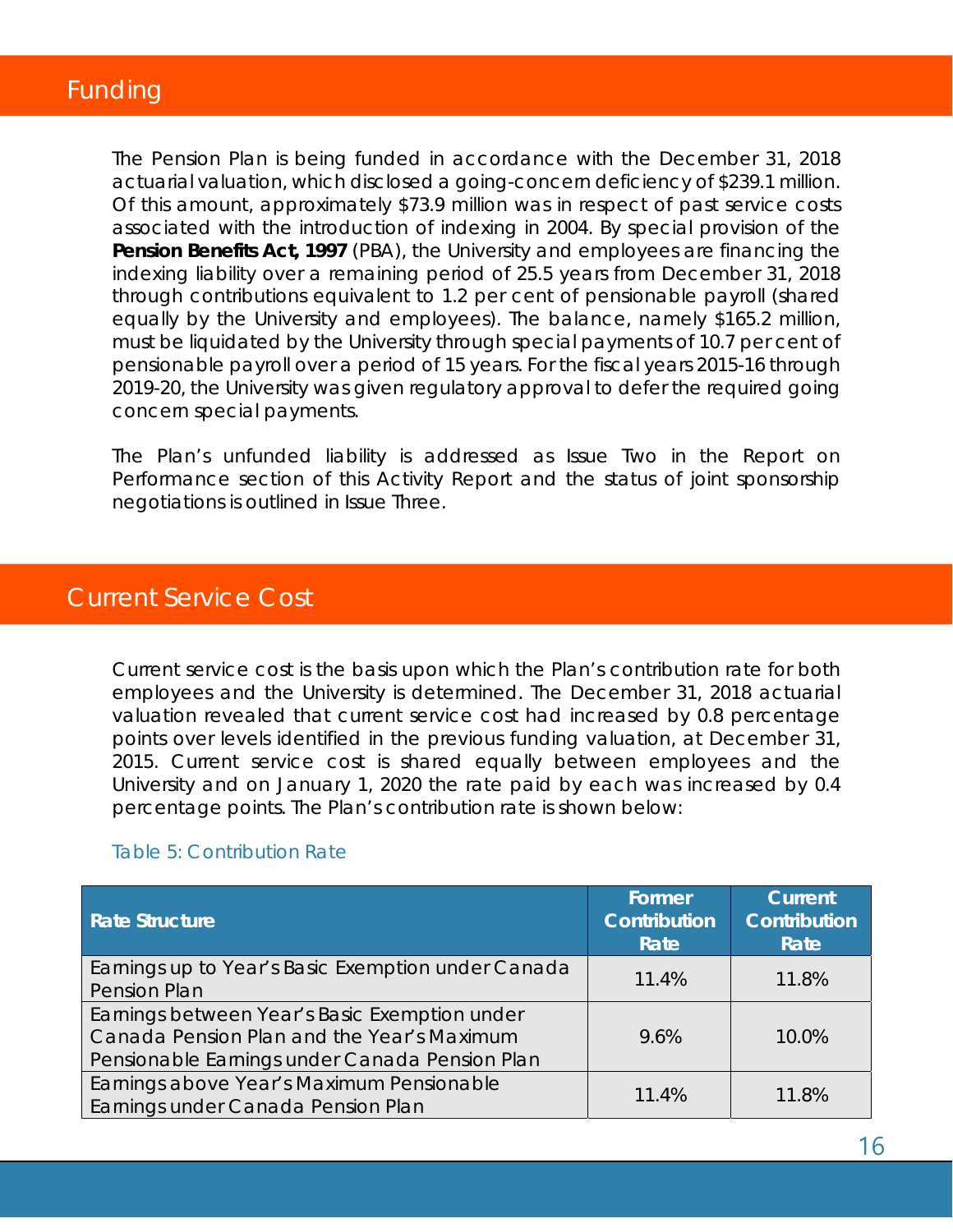## Funding

The Pension Plan is being funded in accordance with the December 31, 2018 actuarial valuation, which disclosed a going-concern deficiency of $239.1 million. Of this amount, approximately $73.9 million was in respect of past service costs associated with the introduction of indexing in 2004. By special provision of the **Pension Benefits Act, 1997** (PBA), the University and employees are financing the indexing liability over a remaining period of 25.5 years from December 31, 2018 through contributions equivalent to 1.2 per cent of pensionable payroll (shared equally by the University and employees). The balance, namely $165.2 million, must be liquidated by the University through special payments of 10.7 per cent of pensionable payroll over a period of 15 years. For the fiscal years 2015-16 through 2019-20, the University was given regulatory approval to defer the required going concern special payments.

The Plan's unfunded liability is addressed as Issue Two in the Report on Performance section of this Activity Report and the status of joint sponsorship negotiations is outlined in Issue Three.

## Current Service Cost

Current service cost is the basis upon which the Plan's contribution rate for both employees and the University is determined. The December 31, 2018 actuarial valuation revealed that current service cost had increased by 0.8 percentage points over levels identified in the previous funding valuation, at December 31, 2015. Current service cost is shared equally between employees and the University and on January 1, 2020 the rate paid by each was increased by 0.4 percentage points. The Plan's contribution rate is shown below:

Table 5: Contribution Rate

| Rate Structure | Former Contribution Rate | Current Contribution Rate |
|---|---|---|
| Earnings up to Year's Basic Exemption under Canada Pension Plan | 11.4% | 11.8% |
| Earnings between Year's Basic Exemption under Canada Pension Plan and the Year's Maximum Pensionable Earnings under Canada Pension Plan | 9.6% | 10.0% |
| Earnings above Year's Maximum Pensionable Earnings under Canada Pension Plan | 11.4% | 11.8% |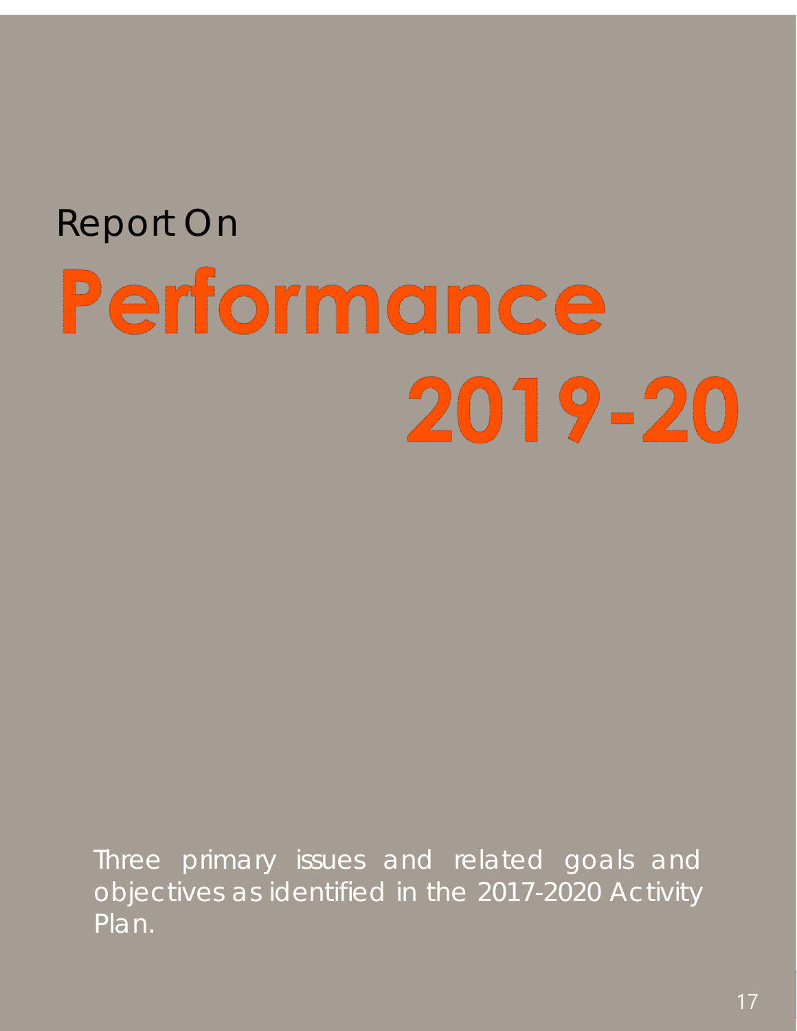# Report On Performance 2019-20

Three primary issues and related goals and objectives as identified in the 2017-2020 Activity Plan.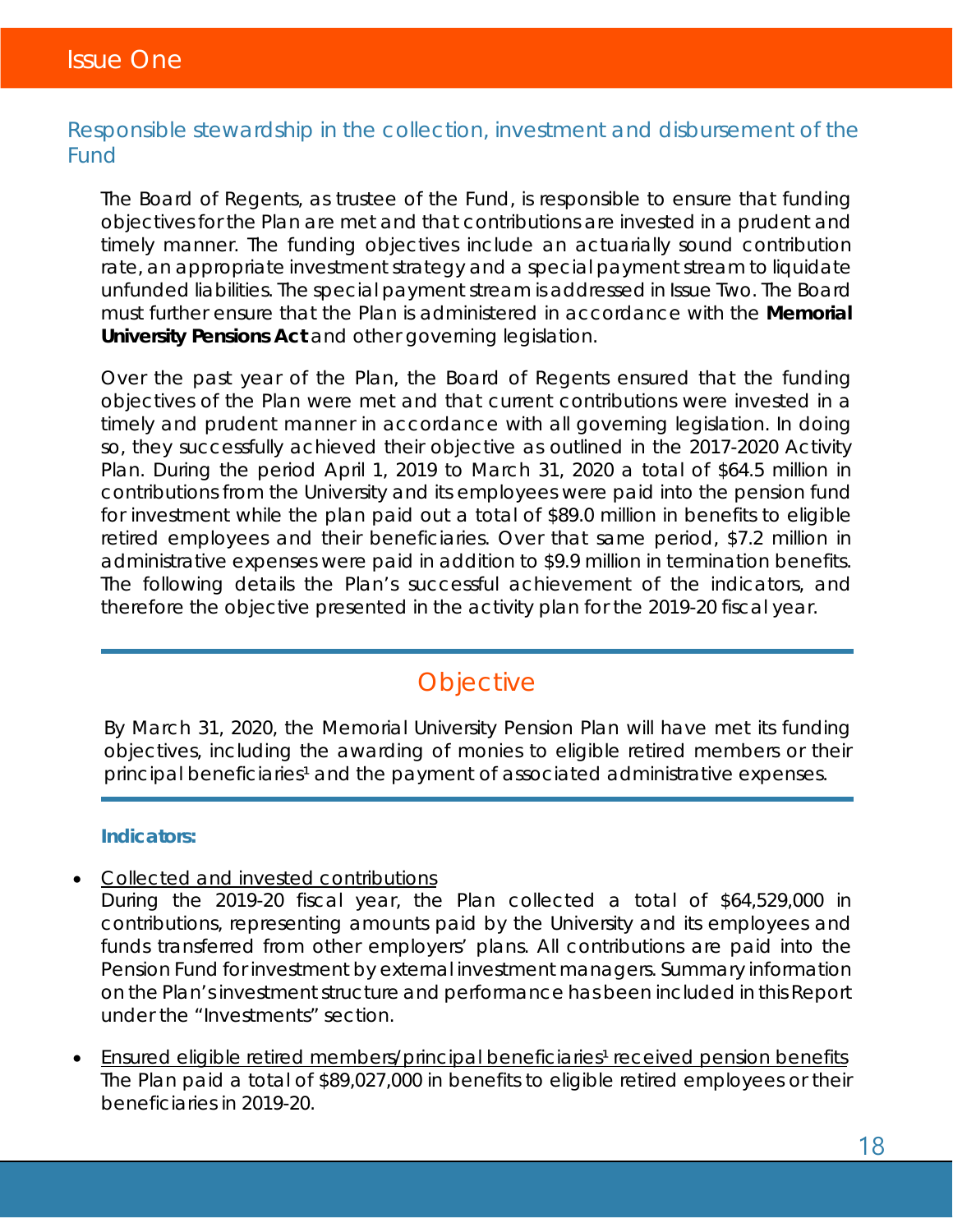# Issue One

## Responsible stewardship in the collection, investment and disbursement of the Fund

The Board of Regents, as trustee of the Fund, is responsible to ensure that funding objectives for the Plan are met and that contributions are invested in a prudent and timely manner. The funding objectives include an actuarially sound contribution rate, an appropriate investment strategy and a special payment stream to liquidate unfunded liabilities. The special payment stream is addressed in Issue Two. The Board must further ensure that the Plan is administered in accordance with the **Memorial University Pensions Act** and other governing legislation.

Over the past year of the Plan, the Board of Regents ensured that the funding objectives of the Plan were met and that current contributions were invested in a timely and prudent manner in accordance with all governing legislation. In doing so, they successfully achieved their objective as outlined in the 2017-2020 Activity Plan. During the period April 1, 2019 to March 31, 2020 a total of $64.5 million in contributions from the University and its employees were paid into the pension fund for investment while the plan paid out a total of $89.0 million in benefits to eligible retired employees and their beneficiaries. Over that same period, $7.2 million in administrative expenses were paid in addition to $9.9 million in termination benefits. The following details the Plan's successful achievement of the indicators, and therefore the objective presented in the activity plan for the 2019-20 fiscal year.

## Objective

By March 31, 2020, the Memorial University Pension Plan will have met its funding objectives, including the awarding of monies to eligible retired members or their principal beneficiaries[1] and the payment of associated administrative expenses.

**Indicators:**

- Collected and invested contributions
  During the 2019-20 fiscal year, the Plan collected a total of $64,529,000 in contributions, representing amounts paid by the University and its employees and funds transferred from other employers' plans. All contributions are paid into the Pension Fund for investment by external investment managers. Summary information on the Plan's investment structure and performance has been included in this Report under the "Investments" section.

- Ensured eligible retired members/principal beneficiaries[1] received pension benefits
  The Plan paid a total of $89,027,000 in benefits to eligible retired employees or their beneficiaries in 2019-20.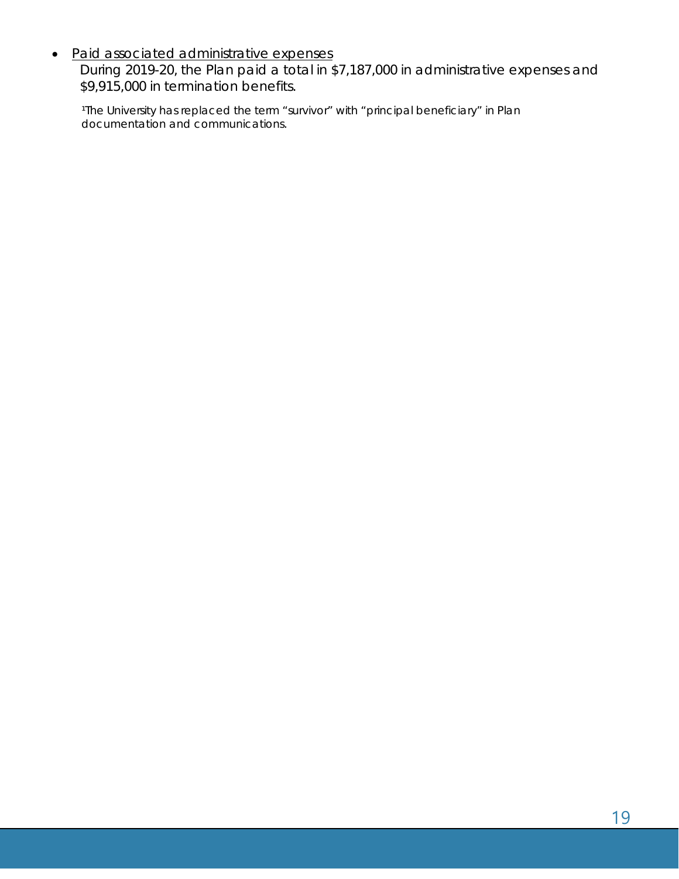- <u>Paid associated administrative expenses</u>
  During 2019-20, the Plan paid a total in $7,187,000 in administrative expenses and $9,915,000 in termination benefits.

  [1]The University has replaced the term "survivor" with "principal beneficiary" in Plan documentation and communications.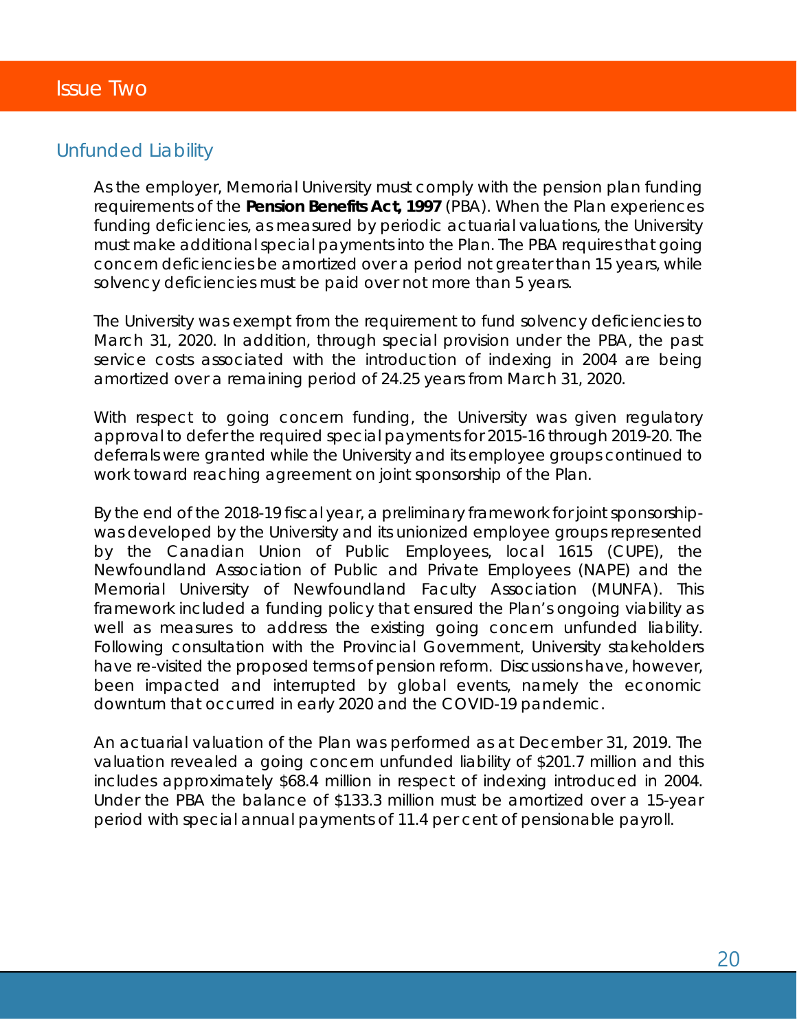# Issue Two

## Unfunded Liability

As the employer, Memorial University must comply with the pension plan funding requirements of the **Pension Benefits Act, 1997** (PBA). When the Plan experiences funding deficiencies, as measured by periodic actuarial valuations, the University must make additional special payments into the Plan. The PBA requires that going concern deficiencies be amortized over a period not greater than 15 years, while solvency deficiencies must be paid over not more than 5 years.

The University was exempt from the requirement to fund solvency deficiencies to March 31, 2020. In addition, through special provision under the PBA, the past service costs associated with the introduction of indexing in 2004 are being amortized over a remaining period of 24.25 years from March 31, 2020.

With respect to going concern funding, the University was given regulatory approval to defer the required special payments for 2015-16 through 2019-20. The deferrals were granted while the University and its employee groups continued to work toward reaching agreement on joint sponsorship of the Plan.

By the end of the 2018-19 fiscal year, a preliminary framework for joint sponsorship was developed by the University and its unionized employee groups represented by the Canadian Union of Public Employees, local 1615 (CUPE), the Newfoundland Association of Public and Private Employees (NAPE) and the Memorial University of Newfoundland Faculty Association (MUNFA). This framework included a funding policy that ensured the Plan's ongoing viability as well as measures to address the existing going concern unfunded liability. Following consultation with the Provincial Government, University stakeholders have re-visited the proposed terms of pension reform. Discussions have, however, been impacted and interrupted by global events, namely the economic downturn that occurred in early 2020 and the COVID-19 pandemic.

An actuarial valuation of the Plan was performed as at December 31, 2019. The valuation revealed a going concern unfunded liability of $201.7 million and this includes approximately $68.4 million in respect of indexing introduced in 2004. Under the PBA the balance of $133.3 million must be amortized over a 15-year period with special annual payments of 11.4 per cent of pensionable payroll.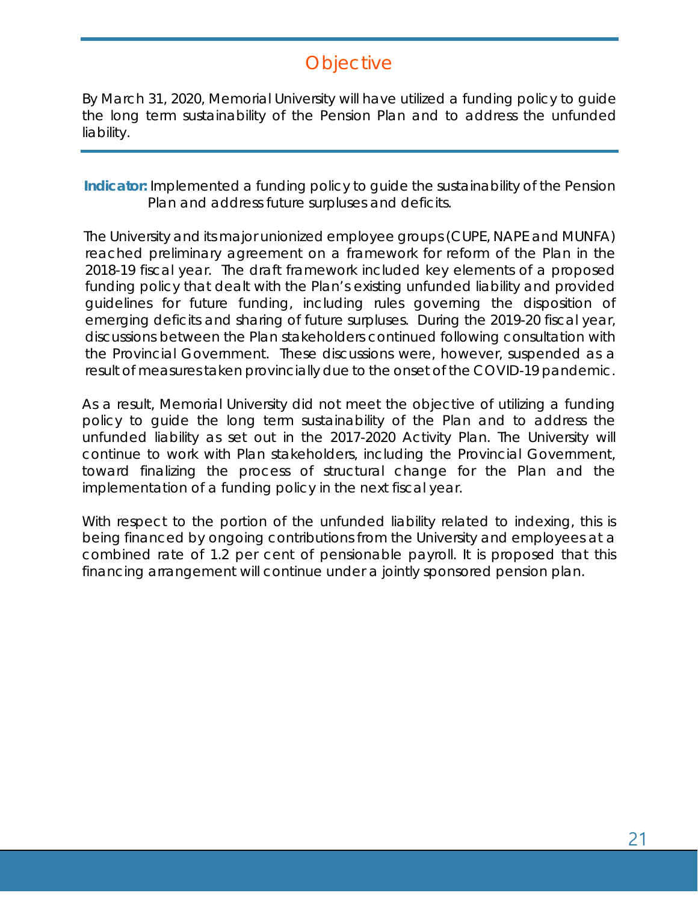## Objective

By March 31, 2020, Memorial University will have utilized a funding policy to guide the long term sustainability of the Pension Plan and to address the unfunded liability.

**Indicator:** Implemented a funding policy to guide the sustainability of the Pension Plan and address future surpluses and deficits.

The University and its major unionized employee groups (CUPE, NAPE and MUNFA) reached preliminary agreement on a framework for reform of the Plan in the 2018-19 fiscal year. The draft framework included key elements of a proposed funding policy that dealt with the Plan's existing unfunded liability and provided guidelines for future funding, including rules governing the disposition of emerging deficits and sharing of future surpluses. During the 2019-20 fiscal year, discussions between the Plan stakeholders continued following consultation with the Provincial Government. These discussions were, however, suspended as a result of measures taken provincially due to the onset of the COVID-19 pandemic.

As a result, Memorial University did not meet the objective of utilizing a funding policy to guide the long term sustainability of the Plan and to address the unfunded liability as set out in the 2017-2020 Activity Plan. The University will continue to work with Plan stakeholders, including the Provincial Government, toward finalizing the process of structural change for the Plan and the implementation of a funding policy in the next fiscal year.

With respect to the portion of the unfunded liability related to indexing, this is being financed by ongoing contributions from the University and employees at a combined rate of 1.2 per cent of pensionable payroll. It is proposed that this financing arrangement will continue under a jointly sponsored pension plan.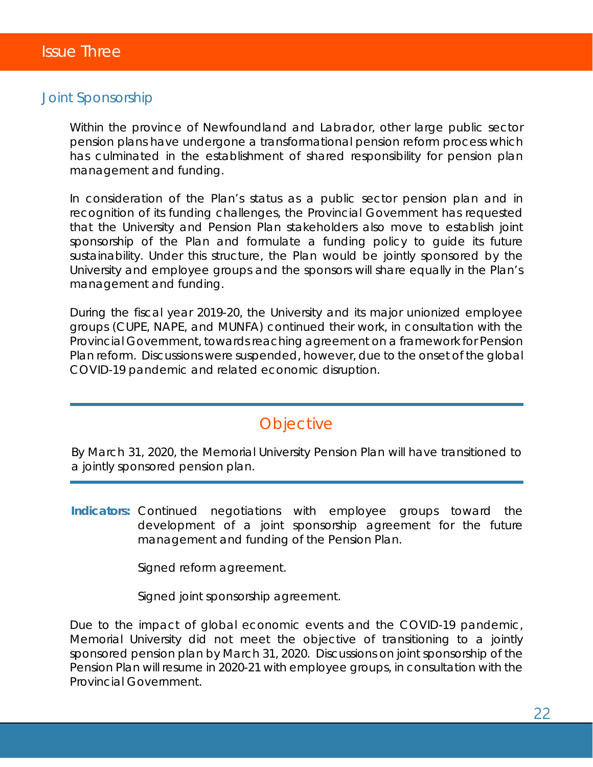# Issue Three

## Joint Sponsorship

Within the province of Newfoundland and Labrador, other large public sector pension plans have undergone a transformational pension reform process which has culminated in the establishment of shared responsibility for pension plan management and funding.

In consideration of the Plan's status as a public sector pension plan and in recognition of its funding challenges, the Provincial Government has requested that the University and Pension Plan stakeholders also move to establish joint sponsorship of the Plan and formulate a funding policy to guide its future sustainability. Under this structure, the Plan would be jointly sponsored by the University and employee groups and the sponsors will share equally in the Plan's management and funding.

During the fiscal year 2019-20, the University and its major unionized employee groups (CUPE, NAPE, and MUNFA) continued their work, in consultation with the Provincial Government, towards reaching agreement on a framework for Pension Plan reform. Discussions were suspended, however, due to the onset of the global COVID-19 pandemic and related economic disruption.

### Objective

By March 31, 2020, the Memorial University Pension Plan will have transitioned to a jointly sponsored pension plan.

**Indicators:** Continued negotiations with employee groups toward the development of a joint sponsorship agreement for the future management and funding of the Pension Plan.

Signed reform agreement.

Signed joint sponsorship agreement.

Due to the impact of global economic events and the COVID-19 pandemic, Memorial University did not meet the objective of transitioning to a jointly sponsored pension plan by March 31, 2020. Discussions on joint sponsorship of the Pension Plan will resume in 2020-21 with employee groups, in consultation with the Provincial Government.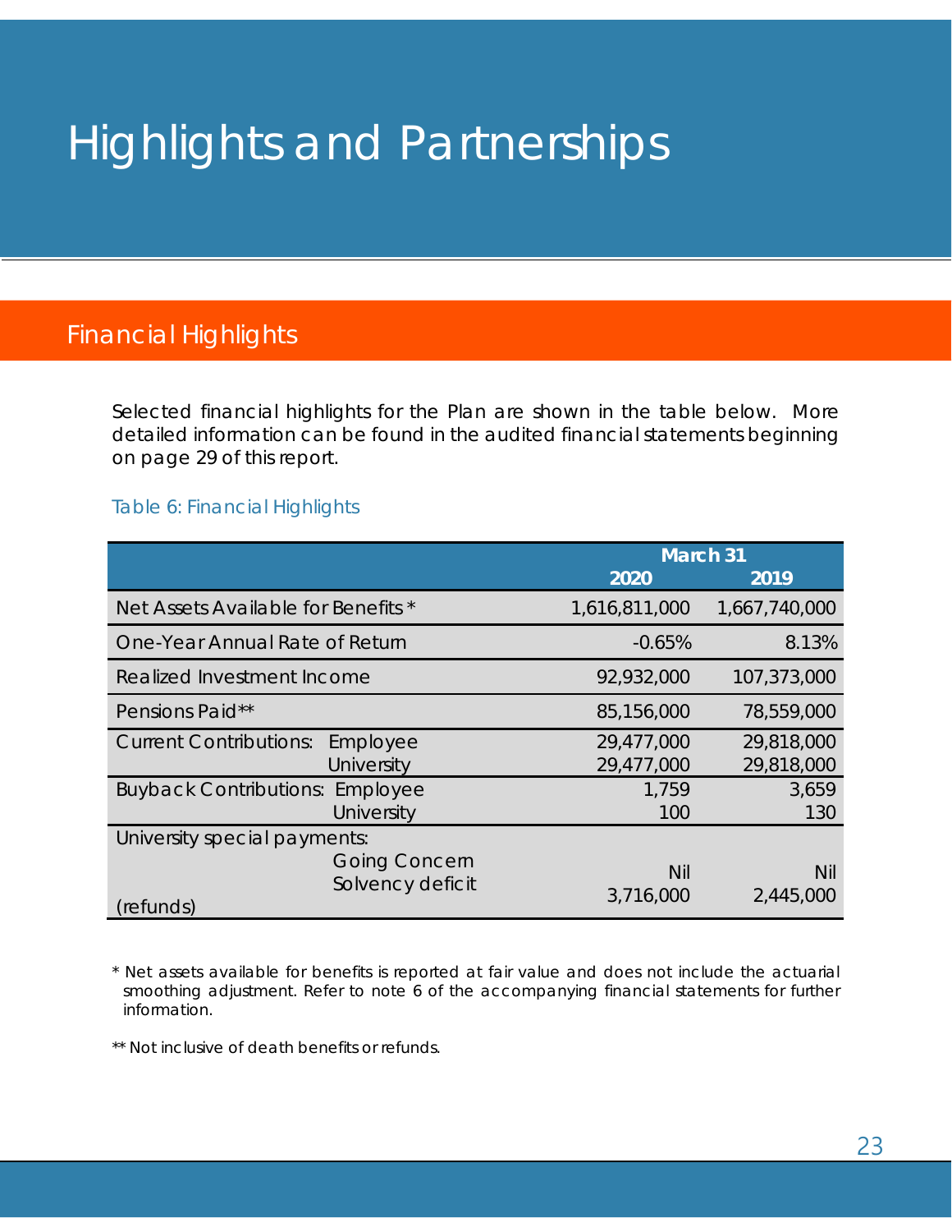# Highlights and Partnerships

## Financial Highlights

Selected financial highlights for the Plan are shown in the table below. More detailed information can be found in the audited financial statements beginning on page 29 of this report.

### Table 6: Financial Highlights

| | | March 31 | |
|---|---|---|---|
| | | **2020** | **2019** |
| Net Assets Available for Benefits * | | 1,616,811,000 | 1,667,740,000 |
| One-Year Annual Rate of Return | | -0.65% | 8.13% |
| Realized Investment Income | | 92,932,000 | 107,373,000 |
| Pensions Paid** | | 85,156,000 | 78,559,000 |
| Current Contributions: | Employee | 29,477,000 | 29,818,000 |
| | University | 29,477,000 | 29,818,000 |
| Buyback Contributions: | Employee | 1,759 | 3,659 |
| | University | 100 | 130 |
| University special payments: | | | |
| | Going Concern | Nil | Nil |
| (refunds) | Solvency deficit | 3,716,000 | 2,445,000 |

\* Net assets available for benefits is reported at fair value and does not include the actuarial smoothing adjustment. Refer to note 6 of the accompanying financial statements for further information.

** Not inclusive of death benefits or refunds.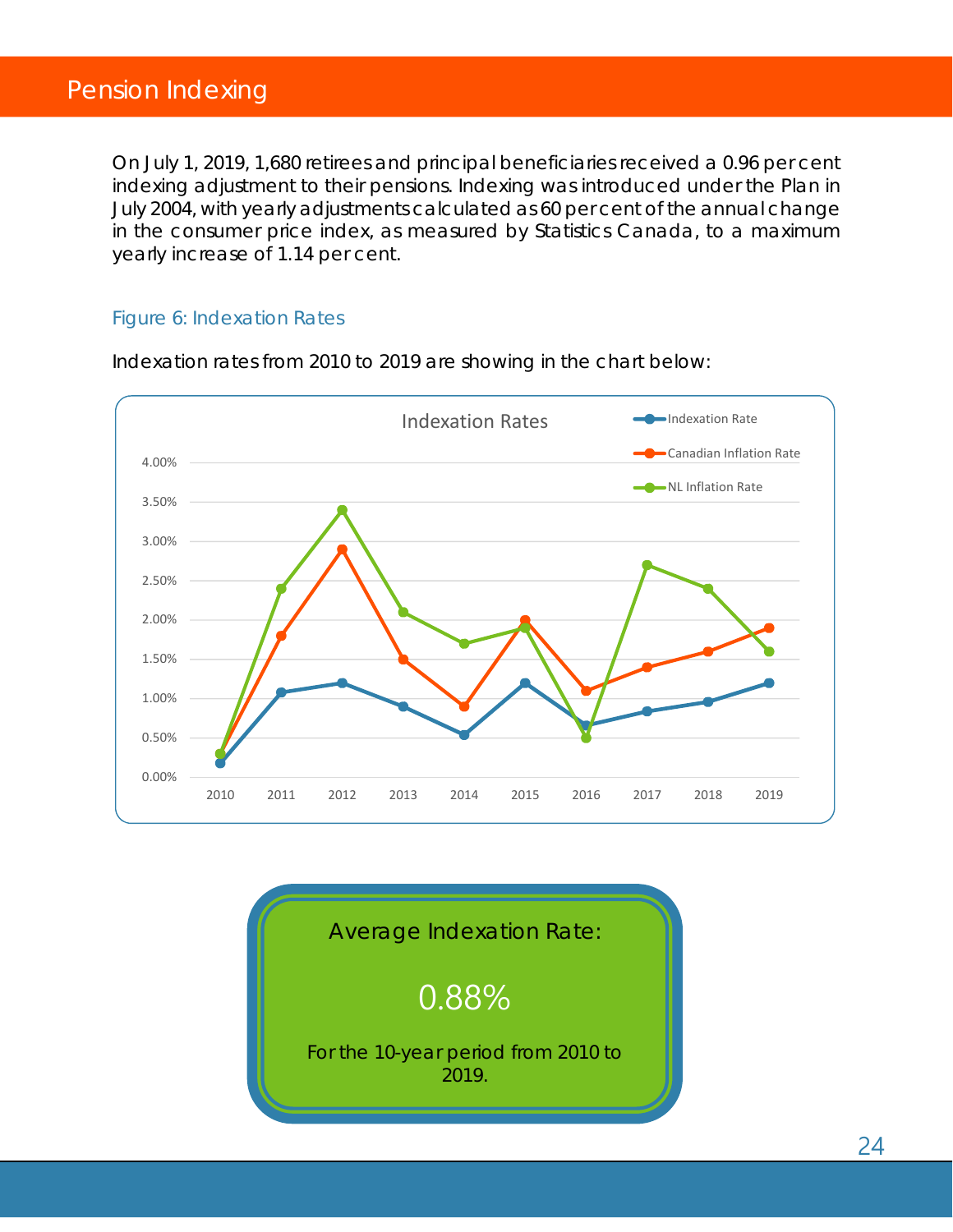# Pension Indexing

On July 1, 2019, 1,680 retirees and principal beneficiaries received a 0.96 per cent indexing adjustment to their pensions. Indexing was introduced under the Plan in July 2004, with yearly adjustments calculated as 60 per cent of the annual change in the consumer price index, as measured by Statistics Canada, to a maximum yearly increase of 1.14 per cent.

## Figure 6: Indexation Rates

Indexation rates from 2010 to 2019 are showing in the chart below:

Average Indexation Rate:

0.88%

For the 10-year period from 2010 to 2019.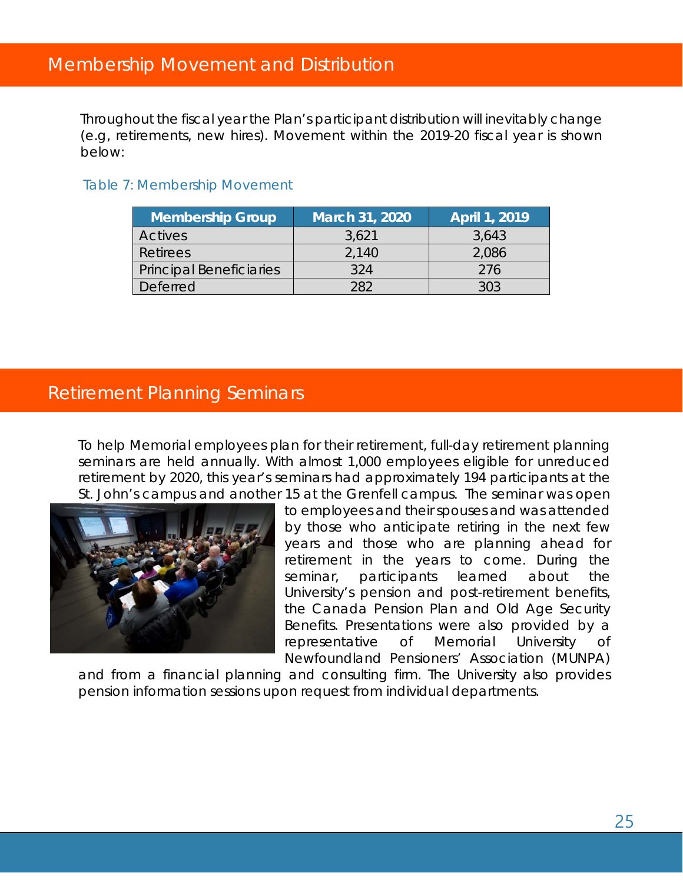## Membership Movement and Distribution

Throughout the fiscal year the Plan's participant distribution will inevitably change (e.g, retirements, new hires). Movement within the 2019-20 fiscal year is shown below:

Table 7: Membership Movement

| Membership Group | March 31, 2020 | April 1, 2019 |
|---|---|---|
| Actives | 3,621 | 3,643 |
| Retirees | 2,140 | 2,086 |
| Principal Beneficiaries | 324 | 276 |
| Deferred | 282 | 303 |

## Retirement Planning Seminars

To help Memorial employees plan for their retirement, full-day retirement planning seminars are held annually. With almost 1,000 employees eligible for unreduced retirement by 2020, this year's seminars had approximately 194 participants at the St. John's campus and another 15 at the Grenfell campus. The seminar was open to employees and their spouses and was attended by those who anticipate retiring in the next few years and those who are planning ahead for retirement in the years to come. During the seminar, participants learned about the University's pension and post-retirement benefits, the Canada Pension Plan and Old Age Security Benefits. Presentations were also provided by a representative of Memorial University of Newfoundland Pensioners' Association (MUNPA) and from a financial planning and consulting firm. The University also provides pension information sessions upon request from individual departments.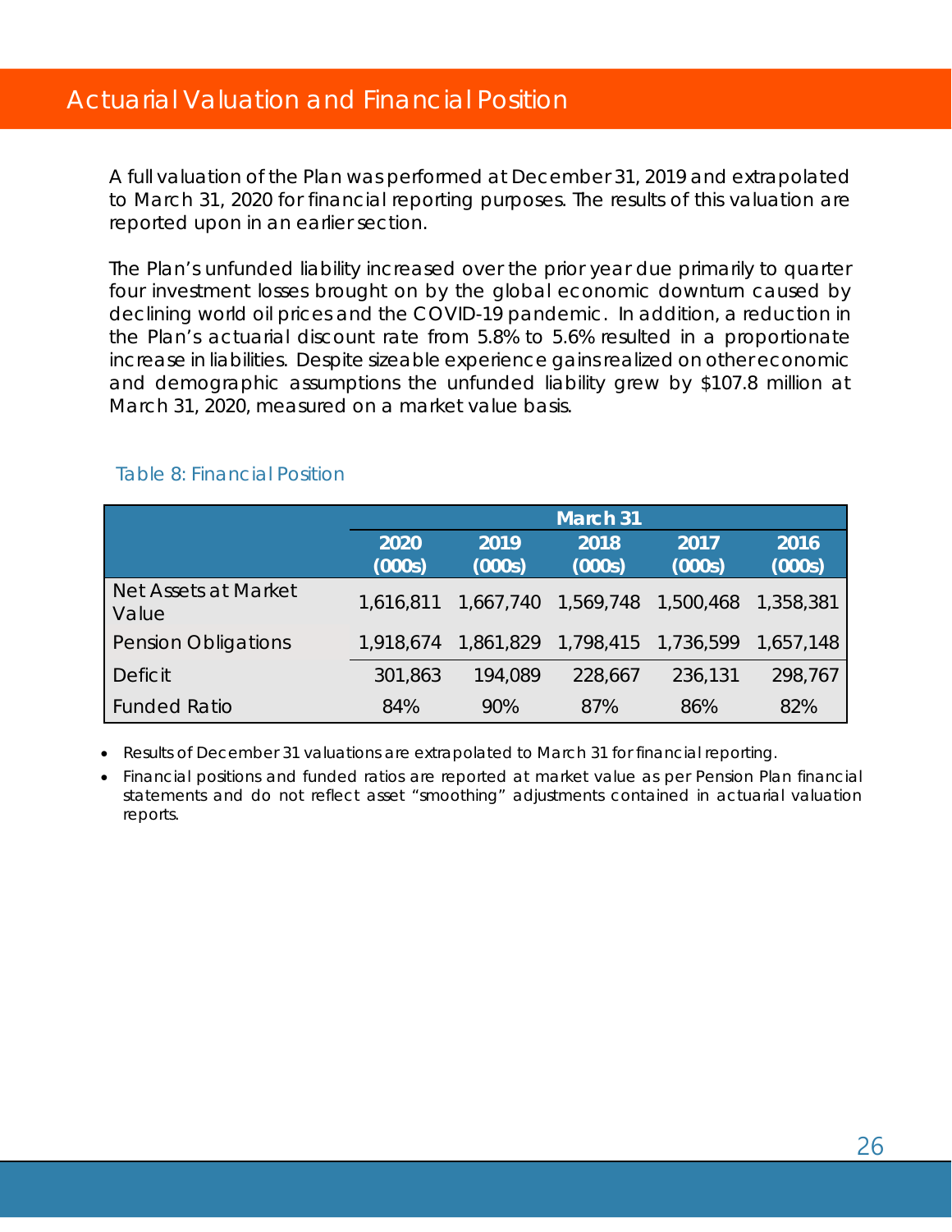# Actuarial Valuation and Financial Position

A full valuation of the Plan was performed at December 31, 2019 and extrapolated to March 31, 2020 for financial reporting purposes. The results of this valuation are reported upon in an earlier section.

The Plan's unfunded liability increased over the prior year due primarily to quarter four investment losses brought on by the global economic downturn caused by declining world oil prices and the COVID-19 pandemic. In addition, a reduction in the Plan's actuarial discount rate from 5.8% to 5.6% resulted in a proportionate increase in liabilities. Despite sizeable experience gains realized on other economic and demographic assumptions the unfunded liability grew by $107.8 million at March 31, 2020, measured on a market value basis.

Table 8: Financial Position

| | March 31 | | | | |
|---|---|---|---|---|---|
| | 2020 (000s) | 2019 (000s) | 2018 (000s) | 2017 (000s) | 2016 (000s) |
| Net Assets at Market Value | 1,616,811 | 1,667,740 | 1,569,748 | 1,500,468 | 1,358,381 |
| Pension Obligations | 1,918,674 | 1,861,829 | 1,798,415 | 1,736,599 | 1,657,148 |
| Deficit | 301,863 | 194,089 | 228,667 | 236,131 | 298,767 |
| Funded Ratio | 84% | 90% | 87% | 86% | 82% |

- Results of December 31 valuations are extrapolated to March 31 for financial reporting.
- Financial positions and funded ratios are reported at market value as per Pension Plan financial statements and do not reflect asset "smoothing" adjustments contained in actuarial valuation reports.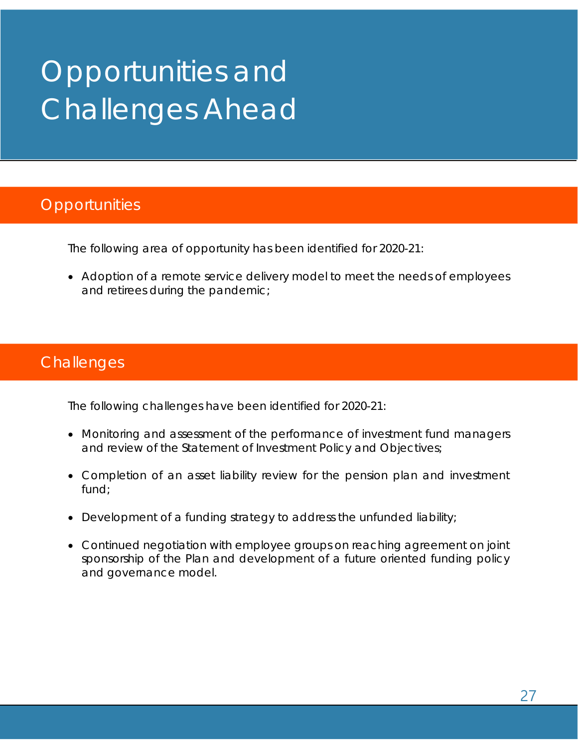# Opportunities and Challenges Ahead

## Opportunities

The following area of opportunity has been identified for 2020-21:

- Adoption of a remote service delivery model to meet the needs of employees and retirees during the pandemic;

## Challenges

The following challenges have been identified for 2020-21:

- Monitoring and assessment of the performance of investment fund managers and review of the Statement of Investment Policy and Objectives;
- Completion of an asset liability review for the pension plan and investment fund;
- Development of a funding strategy to address the unfunded liability;
- Continued negotiation with employee groups on reaching agreement on joint sponsorship of the Plan and development of a future oriented funding policy and governance model.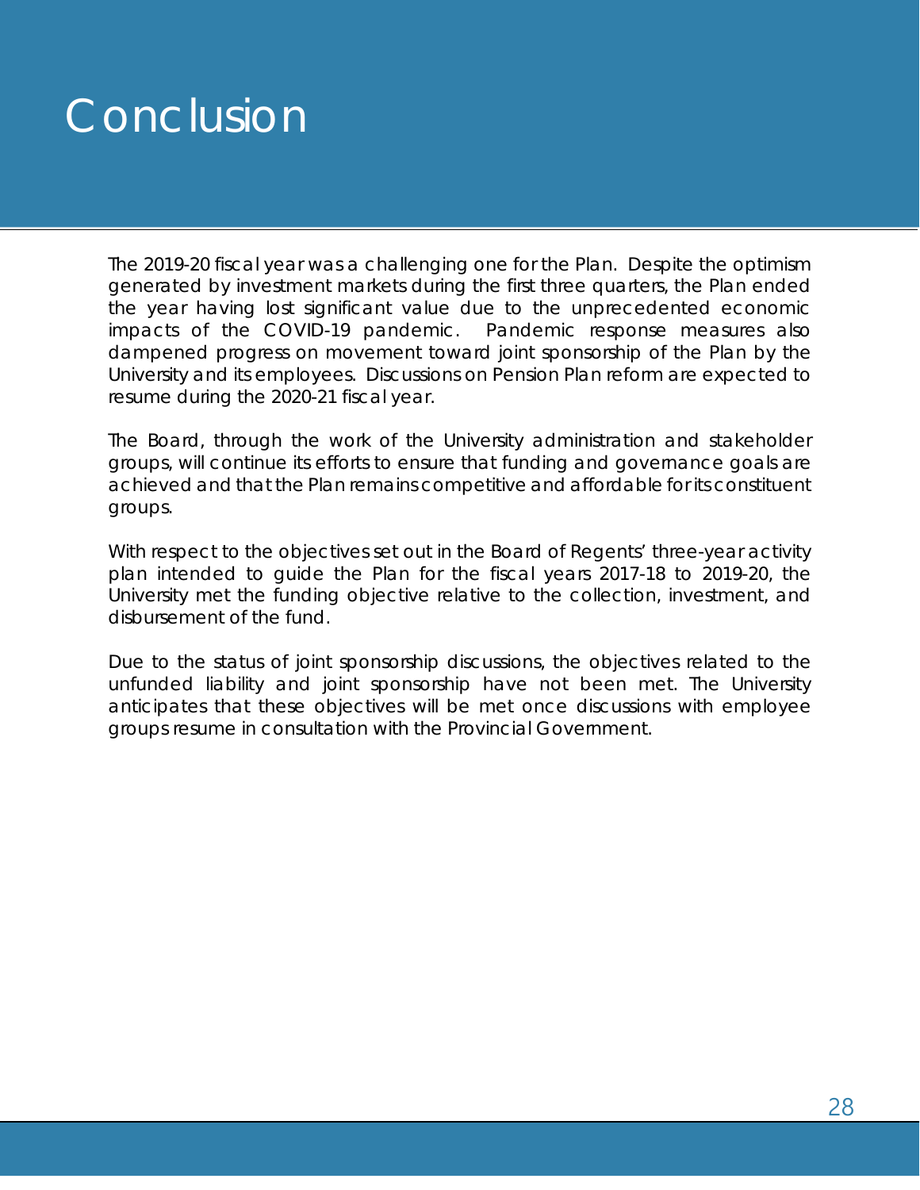# Conclusion

The 2019-20 fiscal year was a challenging one for the Plan. Despite the optimism generated by investment markets during the first three quarters, the Plan ended the year having lost significant value due to the unprecedented economic impacts of the COVID-19 pandemic. Pandemic response measures also dampened progress on movement toward joint sponsorship of the Plan by the University and its employees. Discussions on Pension Plan reform are expected to resume during the 2020-21 fiscal year.

The Board, through the work of the University administration and stakeholder groups, will continue its efforts to ensure that funding and governance goals are achieved and that the Plan remains competitive and affordable for its constituent groups.

With respect to the objectives set out in the Board of Regents' three-year activity plan intended to guide the Plan for the fiscal years 2017-18 to 2019-20, the University met the funding objective relative to the collection, investment, and disbursement of the fund.

Due to the status of joint sponsorship discussions, the objectives related to the unfunded liability and joint sponsorship have not been met. The University anticipates that these objectives will be met once discussions with employee groups resume in consultation with the Provincial Government.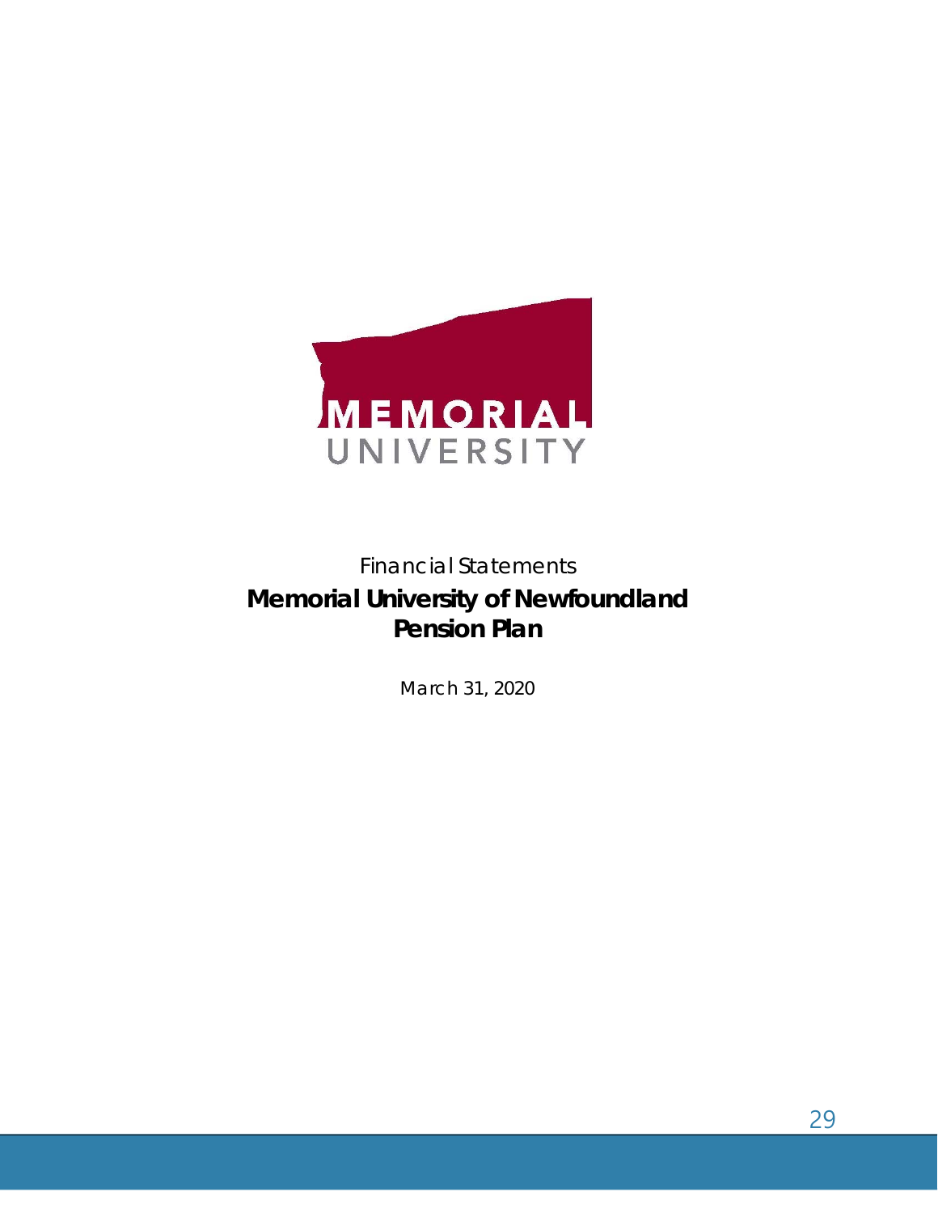MEMORIAL UNIVERSITY

Financial Statements

**Memorial University of Newfoundland**
**Pension Plan**

March 31, 2020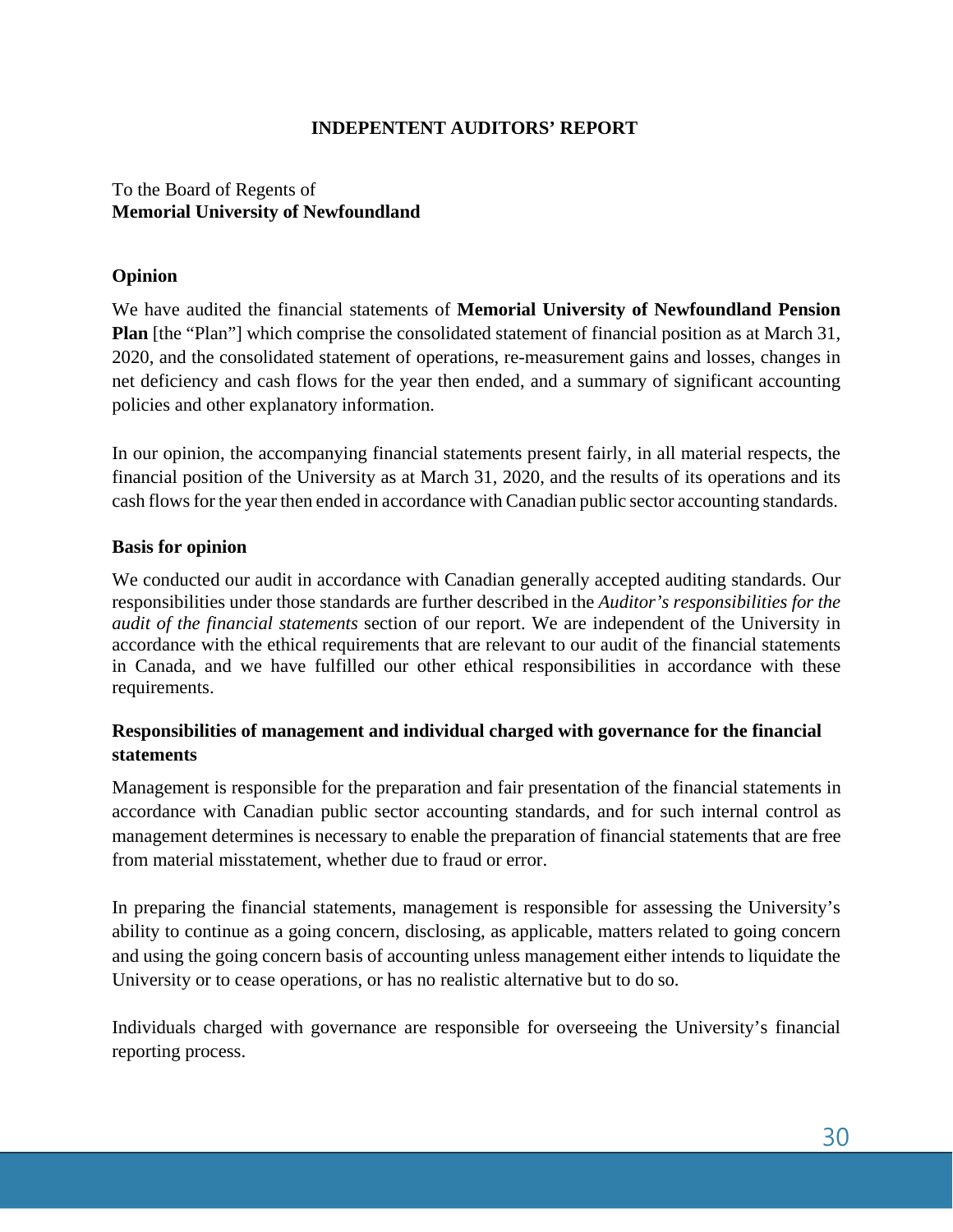**INDEPENTENT AUDITORS' REPORT**

To the Board of Regents of
**Memorial University of Newfoundland**

**Opinion**

We have audited the financial statements of **Memorial University of Newfoundland Pension Plan** [the "Plan"] which comprise the consolidated statement of financial position as at March 31, 2020, and the consolidated statement of operations, re-measurement gains and losses, changes in net deficiency and cash flows for the year then ended, and a summary of significant accounting policies and other explanatory information.

In our opinion, the accompanying financial statements present fairly, in all material respects, the financial position of the University as at March 31, 2020, and the results of its operations and its cash flows for the year then ended in accordance with Canadian public sector accounting standards.

**Basis for opinion**

We conducted our audit in accordance with Canadian generally accepted auditing standards. Our responsibilities under those standards are further described in the *Auditor's responsibilities for the audit of the financial statements* section of our report. We are independent of the University in accordance with the ethical requirements that are relevant to our audit of the financial statements in Canada, and we have fulfilled our other ethical responsibilities in accordance with these requirements.

**Responsibilities of management and individual charged with governance for the financial statements**

Management is responsible for the preparation and fair presentation of the financial statements in accordance with Canadian public sector accounting standards, and for such internal control as management determines is necessary to enable the preparation of financial statements that are free from material misstatement, whether due to fraud or error.

In preparing the financial statements, management is responsible for assessing the University's ability to continue as a going concern, disclosing, as applicable, matters related to going concern and using the going concern basis of accounting unless management either intends to liquidate the University or to cease operations, or has no realistic alternative but to do so.

Individuals charged with governance are responsible for overseeing the University's financial reporting process.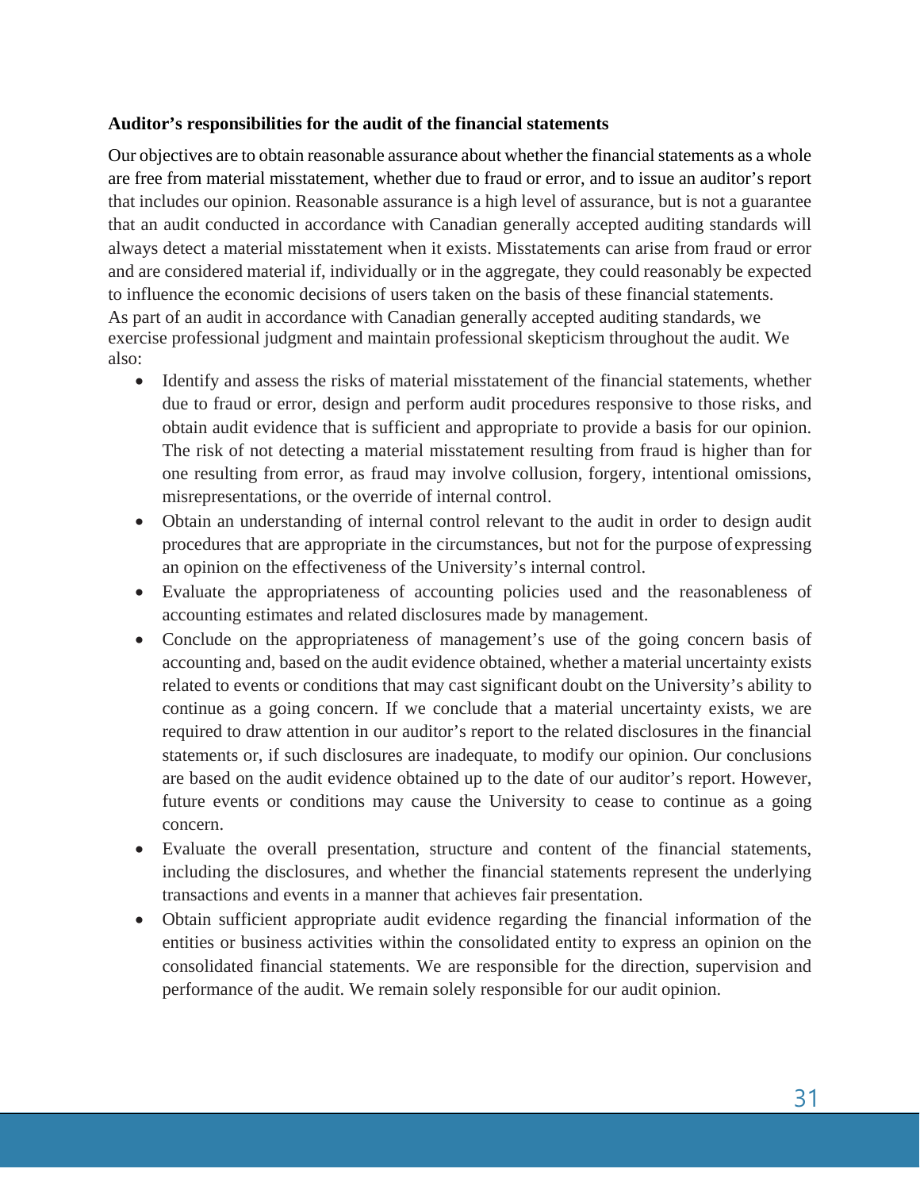**Auditor's responsibilities for the audit of the financial statements**

Our objectives are to obtain reasonable assurance about whether the financial statements as a whole are free from material misstatement, whether due to fraud or error, and to issue an auditor's report that includes our opinion. Reasonable assurance is a high level of assurance, but is not a guarantee that an audit conducted in accordance with Canadian generally accepted auditing standards will always detect a material misstatement when it exists. Misstatements can arise from fraud or error and are considered material if, individually or in the aggregate, they could reasonably be expected to influence the economic decisions of users taken on the basis of these financial statements.

As part of an audit in accordance with Canadian generally accepted auditing standards, we exercise professional judgment and maintain professional skepticism throughout the audit. We also:

- Identify and assess the risks of material misstatement of the financial statements, whether due to fraud or error, design and perform audit procedures responsive to those risks, and obtain audit evidence that is sufficient and appropriate to provide a basis for our opinion. The risk of not detecting a material misstatement resulting from fraud is higher than for one resulting from error, as fraud may involve collusion, forgery, intentional omissions, misrepresentations, or the override of internal control.
- Obtain an understanding of internal control relevant to the audit in order to design audit procedures that are appropriate in the circumstances, but not for the purpose of expressing an opinion on the effectiveness of the University's internal control.
- Evaluate the appropriateness of accounting policies used and the reasonableness of accounting estimates and related disclosures made by management.
- Conclude on the appropriateness of management's use of the going concern basis of accounting and, based on the audit evidence obtained, whether a material uncertainty exists related to events or conditions that may cast significant doubt on the University's ability to continue as a going concern. If we conclude that a material uncertainty exists, we are required to draw attention in our auditor's report to the related disclosures in the financial statements or, if such disclosures are inadequate, to modify our opinion. Our conclusions are based on the audit evidence obtained up to the date of our auditor's report. However, future events or conditions may cause the University to cease to continue as a going concern.
- Evaluate the overall presentation, structure and content of the financial statements, including the disclosures, and whether the financial statements represent the underlying transactions and events in a manner that achieves fair presentation.
- Obtain sufficient appropriate audit evidence regarding the financial information of the entities or business activities within the consolidated entity to express an opinion on the consolidated financial statements. We are responsible for the direction, supervision and performance of the audit. We remain solely responsible for our audit opinion.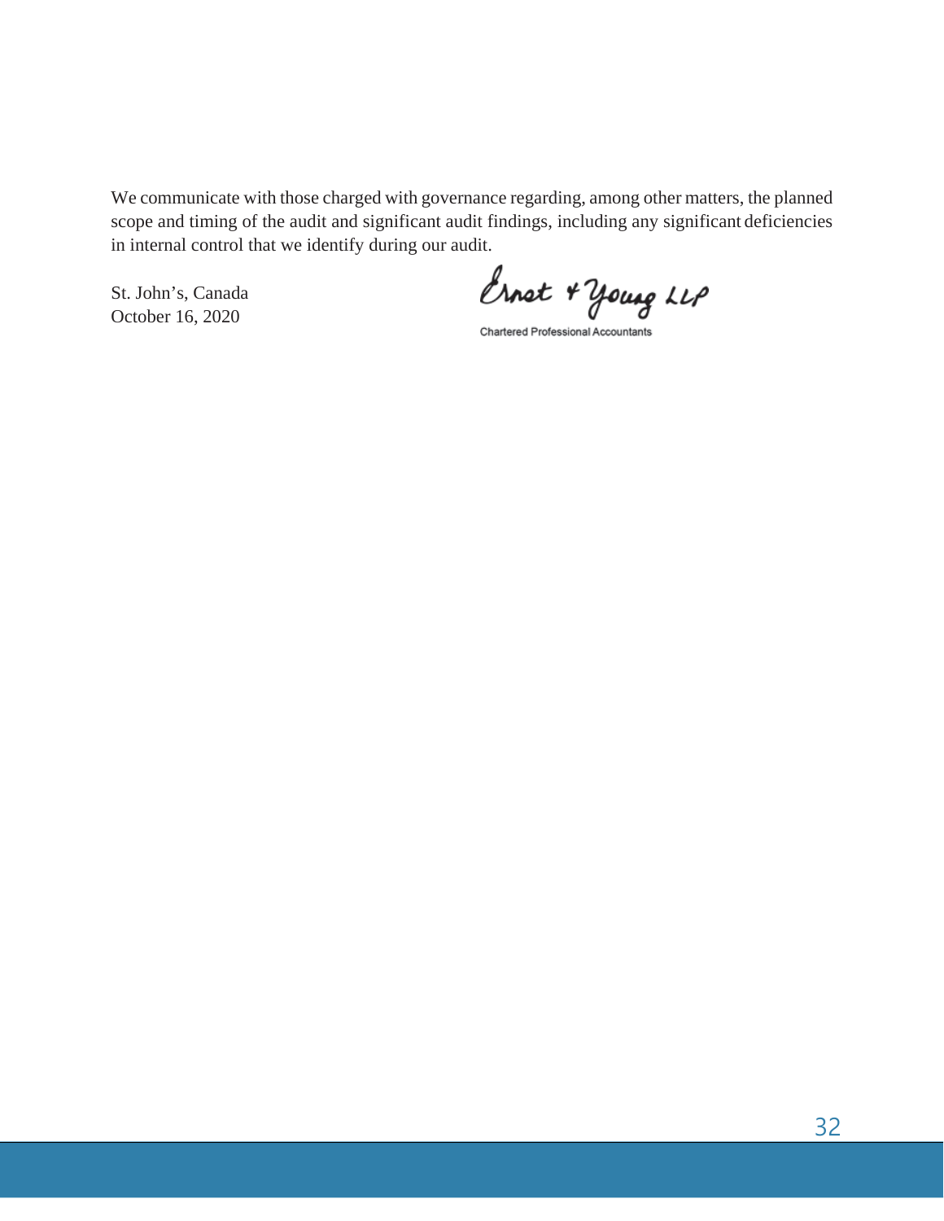We communicate with those charged with governance regarding, among other matters, the planned scope and timing of the audit and significant audit findings, including any significant deficiencies in internal control that we identify during our audit.

St. John's, Canada
October 16, 2020

Ernst & Young LLP

Chartered Professional Accountants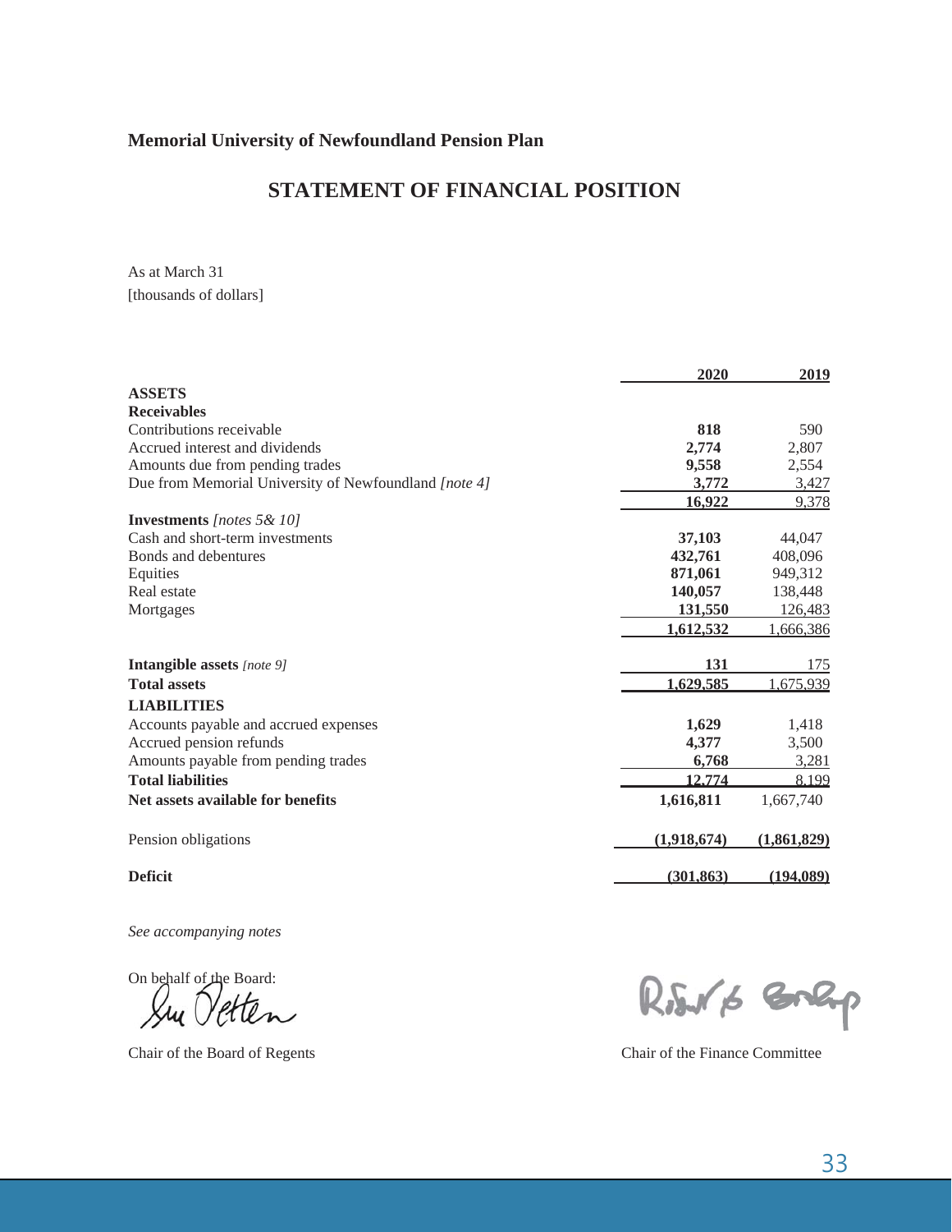**Memorial University of Newfoundland Pension Plan**

## STATEMENT OF FINANCIAL POSITION

As at March 31
[thousands of dollars]

| | 2020 | 2019 |
|---|---|---|
| **ASSETS** | | |
| **Receivables** | | |
| Contributions receivable | **818** | 590 |
| Accrued interest and dividends | **2,774** | 2,807 |
| Amounts due from pending trades | **9,558** | 2,554 |
| Due from Memorial University of Newfoundland *[note 4]* | **3,772** | 3,427 |
| | **16,922** | 9,378 |
| **Investments** *[notes 5& 10]* | | |
| Cash and short-term investments | **37,103** | 44,047 |
| Bonds and debentures | **432,761** | 408,096 |
| Equities | **871,061** | 949,312 |
| Real estate | **140,057** | 138,448 |
| Mortgages | **131,550** | 126,483 |
| | **1,612,532** | 1,666,386 |
| **Intangible assets** *[note 9]* | **131** | 175 |
| **Total assets** | **1,629,585** | 1,675,939 |
| **LIABILITIES** | | |
| Accounts payable and accrued expenses | **1,629** | 1,418 |
| Accrued pension refunds | **4,377** | 3,500 |
| Amounts payable from pending trades | **6,768** | 3,281 |
| **Total liabilities** | **12,774** | 8,199 |
| **Net assets available for benefits** | **1,616,811** | 1,667,740 |
| Pension obligations | **(1,918,674)** | **(1,861,829)** |
| **Deficit** | **(301,863)** | **(194,089)** |

*See accompanying notes*

On behalf of the Board:

Chair of the Board of Regents

Chair of the Finance Committee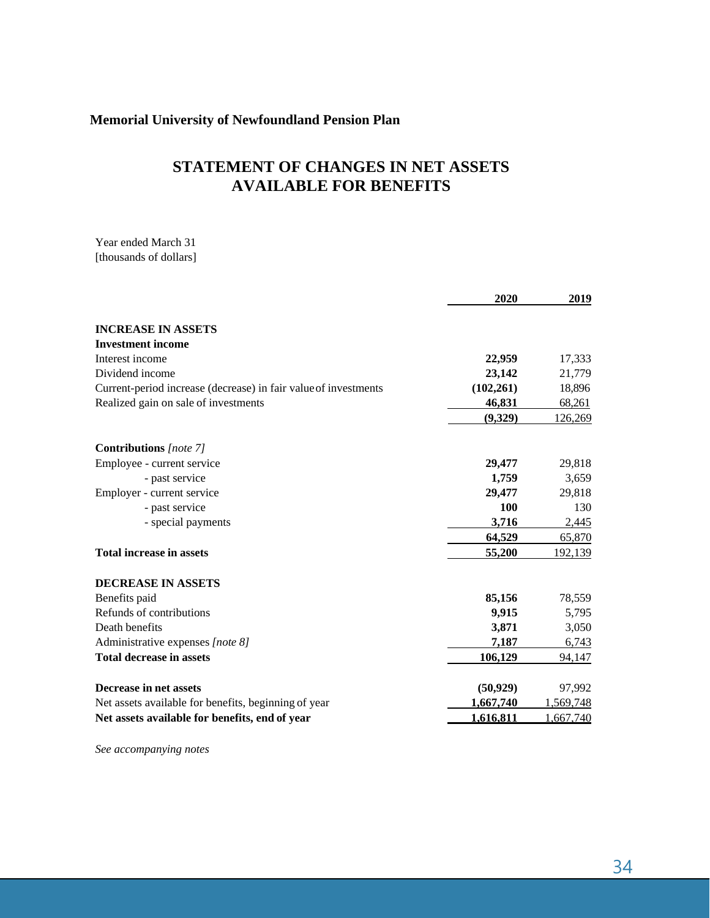**Memorial University of Newfoundland Pension Plan**

# STATEMENT OF CHANGES IN NET ASSETS AVAILABLE FOR BENEFITS

Year ended March 31
[thousands of dollars]

| | 2020 | 2019 |
|---|---|---|
| **INCREASE IN ASSETS** | | |
| **Investment income** | | |
| Interest income | **22,959** | 17,333 |
| Dividend income | **23,142** | 21,779 |
| Current-period increase (decrease) in fair value of investments | **(102,261)** | 18,896 |
| Realized gain on sale of investments | **46,831** | 68,261 |
| | **(9,329)** | 126,269 |
| | | |
| **Contributions** *[note 7]* | | |
| Employee - current service | **29,477** | 29,818 |
| - past service | **1,759** | 3,659 |
| Employer - current service | **29,477** | 29,818 |
| - past service | **100** | 130 |
| - special payments | **3,716** | 2,445 |
| | **64,529** | 65,870 |
| **Total increase in assets** | **55,200** | 192,139 |
| | | |
| **DECREASE IN ASSETS** | | |
| Benefits paid | **85,156** | 78,559 |
| Refunds of contributions | **9,915** | 5,795 |
| Death benefits | **3,871** | 3,050 |
| Administrative expenses *[note 8]* | **7,187** | 6,743 |
| **Total decrease in assets** | **106,129** | 94,147 |
| | | |
| **Decrease in net assets** | **(50,929)** | 97,992 |
| Net assets available for benefits, beginning of year | **1,667,740** | 1,569,748 |
| **Net assets available for benefits, end of year** | **1,616,811** | 1,667,740 |

*See accompanying notes*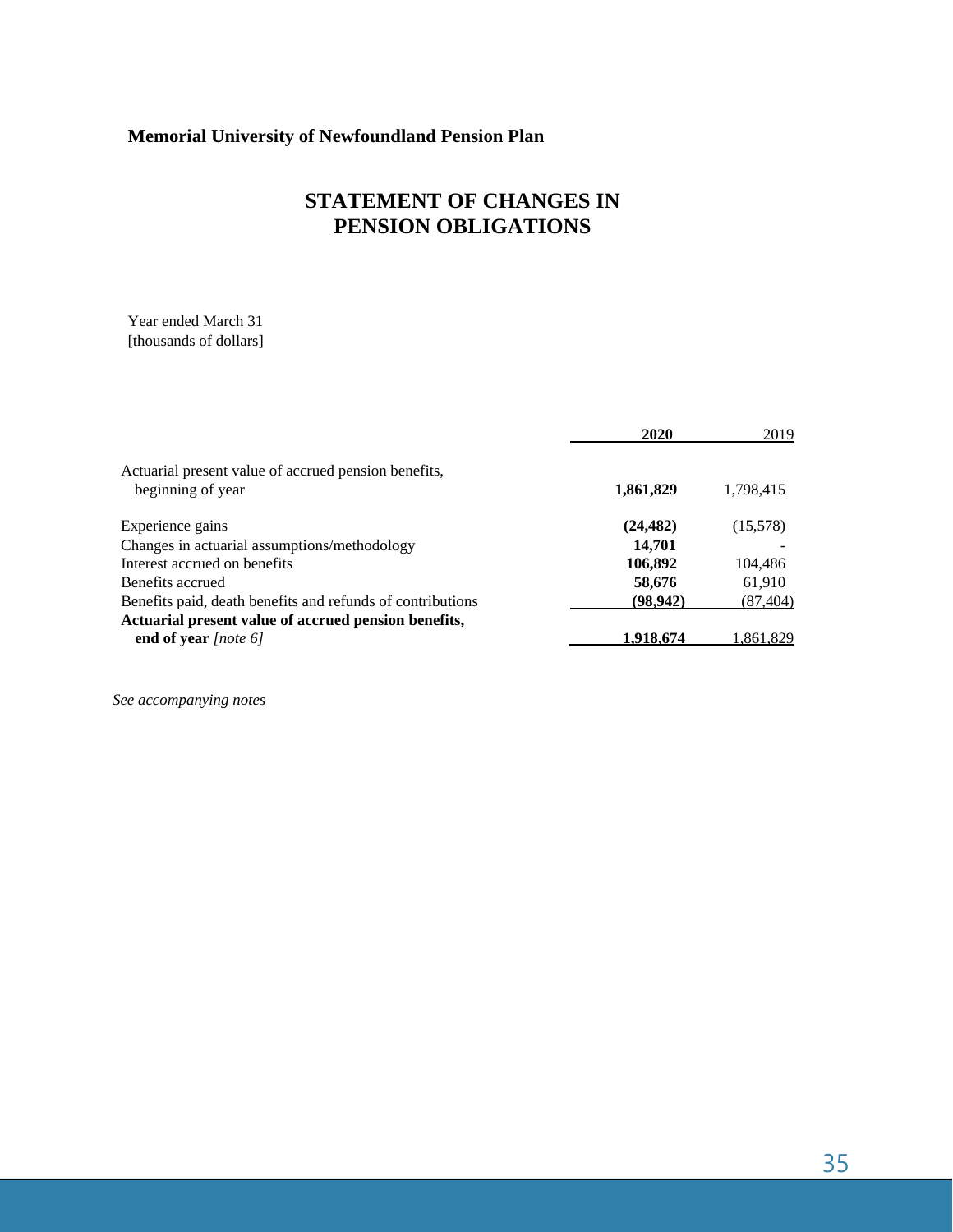**Memorial University of Newfoundland Pension Plan**

# STATEMENT OF CHANGES IN PENSION OBLIGATIONS

Year ended March 31
[thousands of dollars]

| | **2020** | 2019 |
|---|---|---|
| Actuarial present value of accrued pension benefits, beginning of year | **1,861,829** | 1,798,415 |
| Experience gains | **(24,482)** | (15,578) |
| Changes in actuarial assumptions/methodology | **14,701** | - |
| Interest accrued on benefits | **106,892** | 104,486 |
| Benefits accrued | **58,676** | 61,910 |
| Benefits paid, death benefits and refunds of contributions | **(98,942)** | (87,404) |
| **Actuarial present value of accrued pension benefits, end of year** *[note 6]* | **1,918,674** | 1,861,829 |

*See accompanying notes*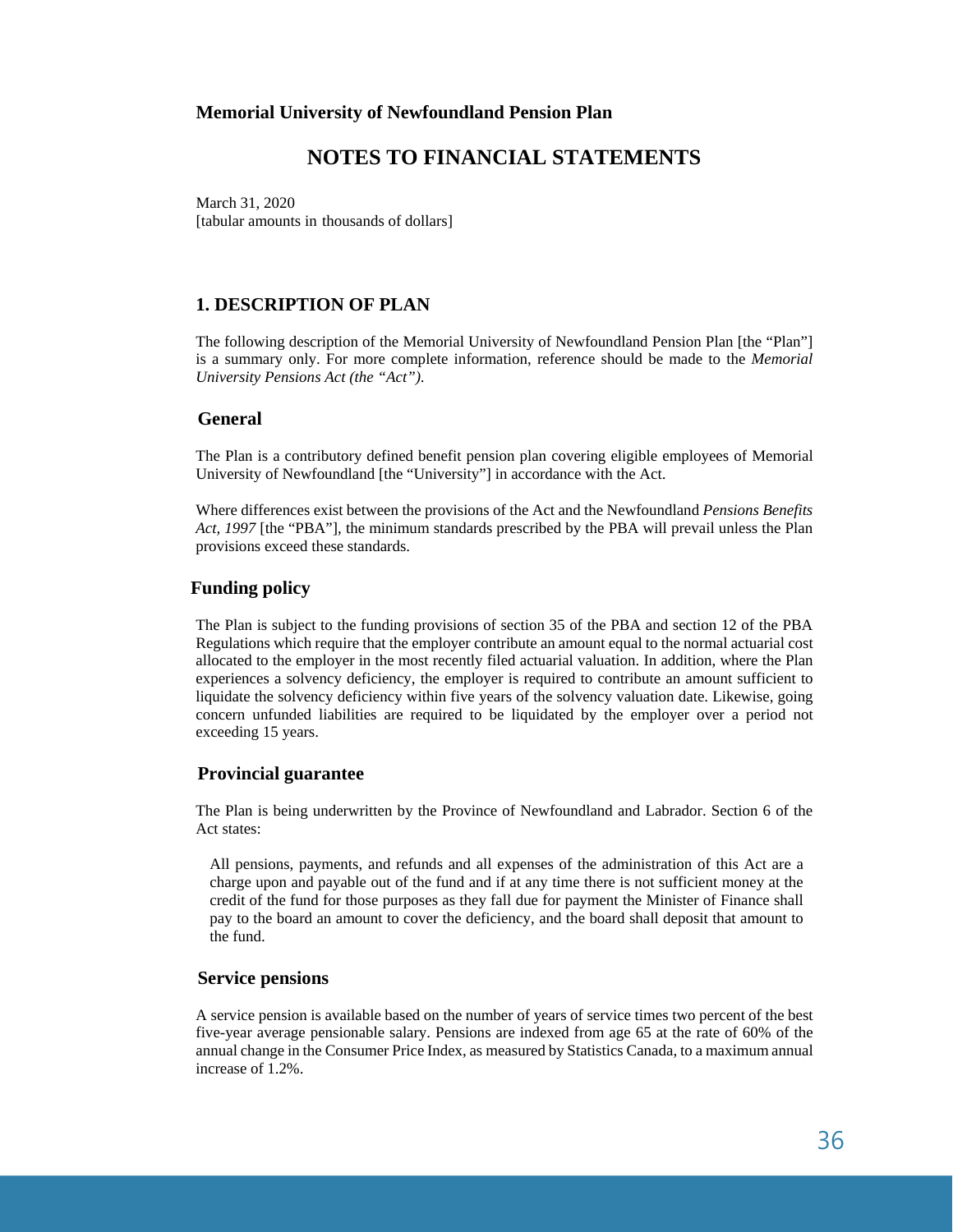**Memorial University of Newfoundland Pension Plan**

# NOTES TO FINANCIAL STATEMENTS

March 31, 2020
[tabular amounts in thousands of dollars]

## 1. DESCRIPTION OF PLAN

The following description of the Memorial University of Newfoundland Pension Plan [the "Plan"] is a summary only. For more complete information, reference should be made to the *Memorial University Pensions Act (the "Act").*

### General

The Plan is a contributory defined benefit pension plan covering eligible employees of Memorial University of Newfoundland [the "University"] in accordance with the Act.

Where differences exist between the provisions of the Act and the Newfoundland *Pensions Benefits Act, 1997* [the "PBA"], the minimum standards prescribed by the PBA will prevail unless the Plan provisions exceed these standards.

### Funding policy

The Plan is subject to the funding provisions of section 35 of the PBA and section 12 of the PBA Regulations which require that the employer contribute an amount equal to the normal actuarial cost allocated to the employer in the most recently filed actuarial valuation. In addition, where the Plan experiences a solvency deficiency, the employer is required to contribute an amount sufficient to liquidate the solvency deficiency within five years of the solvency valuation date. Likewise, going concern unfunded liabilities are required to be liquidated by the employer over a period not exceeding 15 years.

### Provincial guarantee

The Plan is being underwritten by the Province of Newfoundland and Labrador. Section 6 of the Act states:

> All pensions, payments, and refunds and all expenses of the administration of this Act are a charge upon and payable out of the fund and if at any time there is not sufficient money at the credit of the fund for those purposes as they fall due for payment the Minister of Finance shall pay to the board an amount to cover the deficiency, and the board shall deposit that amount to the fund.

### Service pensions

A service pension is available based on the number of years of service times two percent of the best five-year average pensionable salary. Pensions are indexed from age 65 at the rate of 60% of the annual change in the Consumer Price Index, as measured by Statistics Canada, to a maximum annual increase of 1.2%.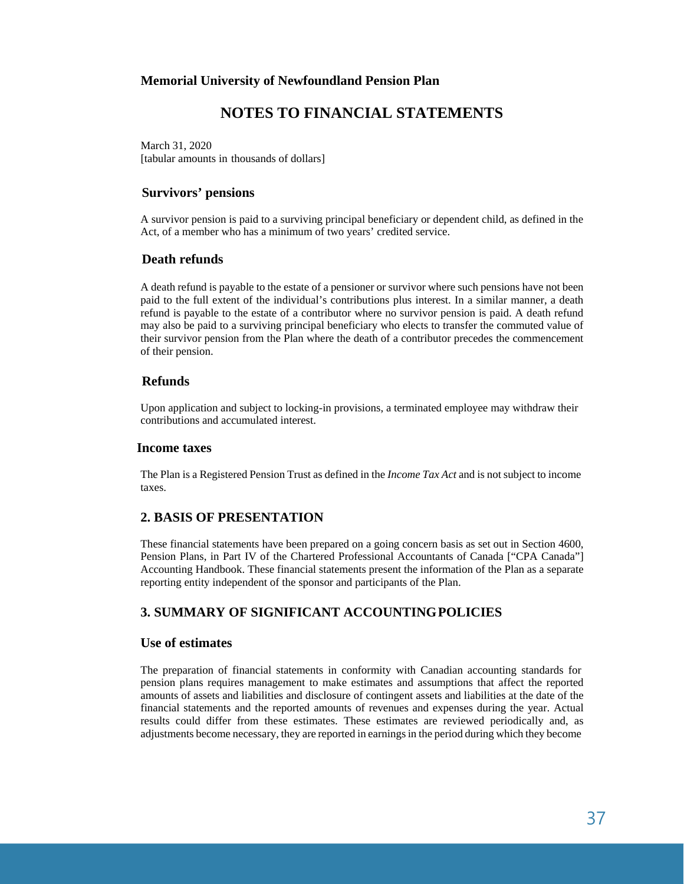**Memorial University of Newfoundland Pension Plan**

# NOTES TO FINANCIAL STATEMENTS

March 31, 2020
[tabular amounts in thousands of dollars]

### Survivors' pensions

A survivor pension is paid to a surviving principal beneficiary or dependent child, as defined in the Act, of a member who has a minimum of two years' credited service.

### Death refunds

A death refund is payable to the estate of a pensioner or survivor where such pensions have not been paid to the full extent of the individual's contributions plus interest. In a similar manner, a death refund is payable to the estate of a contributor where no survivor pension is paid. A death refund may also be paid to a surviving principal beneficiary who elects to transfer the commuted value of their survivor pension from the Plan where the death of a contributor precedes the commencement of their pension.

### Refunds

Upon application and subject to locking-in provisions, a terminated employee may withdraw their contributions and accumulated interest.

### Income taxes

The Plan is a Registered Pension Trust as defined in the *Income Tax Act* and is not subject to income taxes.

## 2. BASIS OF PRESENTATION

These financial statements have been prepared on a going concern basis as set out in Section 4600, Pension Plans, in Part IV of the Chartered Professional Accountants of Canada ["CPA Canada"] Accounting Handbook. These financial statements present the information of the Plan as a separate reporting entity independent of the sponsor and participants of the Plan.

## 3. SUMMARY OF SIGNIFICANT ACCOUNTING POLICIES

### Use of estimates

The preparation of financial statements in conformity with Canadian accounting standards for pension plans requires management to make estimates and assumptions that affect the reported amounts of assets and liabilities and disclosure of contingent assets and liabilities at the date of the financial statements and the reported amounts of revenues and expenses during the year. Actual results could differ from these estimates. These estimates are reviewed periodically and, as adjustments become necessary, they are reported in earnings in the period during which they become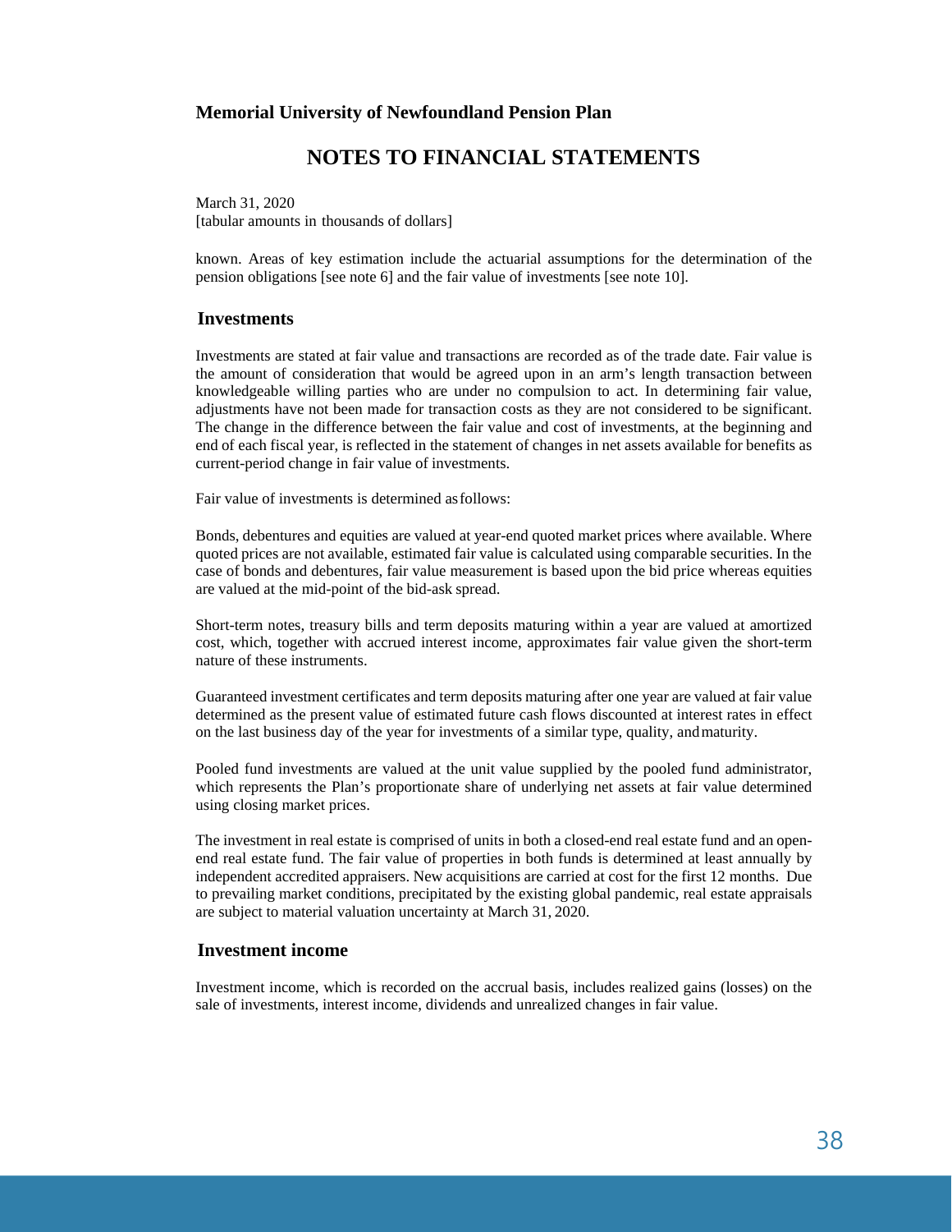# Memorial University of Newfoundland Pension Plan

## NOTES TO FINANCIAL STATEMENTS

March 31, 2020
[tabular amounts in thousands of dollars]

known. Areas of key estimation include the actuarial assumptions for the determination of the pension obligations [see note 6] and the fair value of investments [see note 10].

### Investments

Investments are stated at fair value and transactions are recorded as of the trade date. Fair value is the amount of consideration that would be agreed upon in an arm's length transaction between knowledgeable willing parties who are under no compulsion to act. In determining fair value, adjustments have not been made for transaction costs as they are not considered to be significant. The change in the difference between the fair value and cost of investments, at the beginning and end of each fiscal year, is reflected in the statement of changes in net assets available for benefits as current-period change in fair value of investments.

Fair value of investments is determined as follows:

Bonds, debentures and equities are valued at year-end quoted market prices where available. Where quoted prices are not available, estimated fair value is calculated using comparable securities. In the case of bonds and debentures, fair value measurement is based upon the bid price whereas equities are valued at the mid-point of the bid-ask spread.

Short-term notes, treasury bills and term deposits maturing within a year are valued at amortized cost, which, together with accrued interest income, approximates fair value given the short-term nature of these instruments.

Guaranteed investment certificates and term deposits maturing after one year are valued at fair value determined as the present value of estimated future cash flows discounted at interest rates in effect on the last business day of the year for investments of a similar type, quality, and maturity.

Pooled fund investments are valued at the unit value supplied by the pooled fund administrator, which represents the Plan's proportionate share of underlying net assets at fair value determined using closing market prices.

The investment in real estate is comprised of units in both a closed-end real estate fund and an open-end real estate fund. The fair value of properties in both funds is determined at least annually by independent accredited appraisers. New acquisitions are carried at cost for the first 12 months. Due to prevailing market conditions, precipitated by the existing global pandemic, real estate appraisals are subject to material valuation uncertainty at March 31, 2020.

### Investment income

Investment income, which is recorded on the accrual basis, includes realized gains (losses) on the sale of investments, interest income, dividends and unrealized changes in fair value.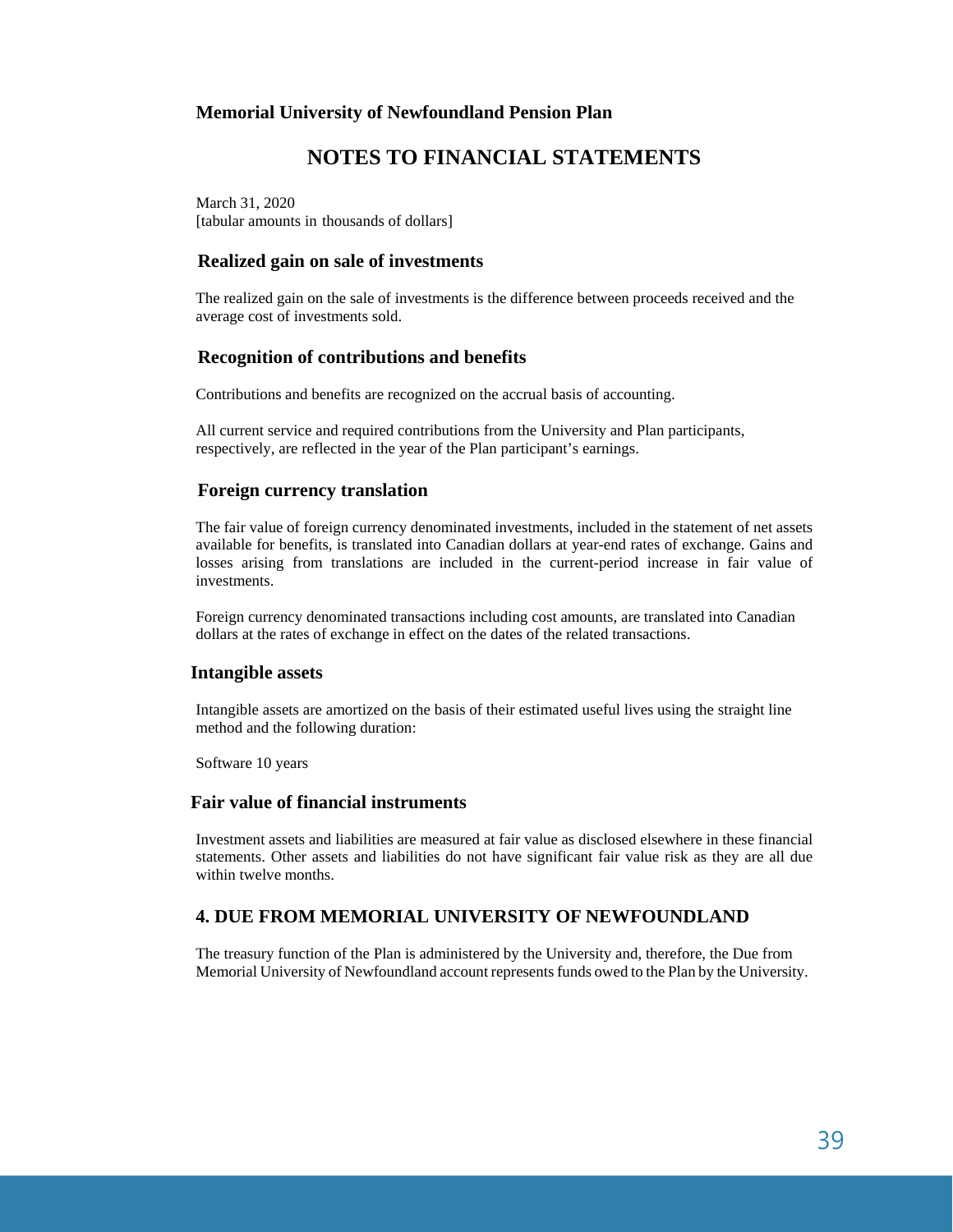**Memorial University of Newfoundland Pension Plan**

# NOTES TO FINANCIAL STATEMENTS

March 31, 2020
[tabular amounts in thousands of dollars]

### Realized gain on sale of investments

The realized gain on the sale of investments is the difference between proceeds received and the average cost of investments sold.

### Recognition of contributions and benefits

Contributions and benefits are recognized on the accrual basis of accounting.

All current service and required contributions from the University and Plan participants, respectively, are reflected in the year of the Plan participant's earnings.

### Foreign currency translation

The fair value of foreign currency denominated investments, included in the statement of net assets available for benefits, is translated into Canadian dollars at year-end rates of exchange. Gains and losses arising from translations are included in the current-period increase in fair value of investments.

Foreign currency denominated transactions including cost amounts, are translated into Canadian dollars at the rates of exchange in effect on the dates of the related transactions.

### Intangible assets

Intangible assets are amortized on the basis of their estimated useful lives using the straight line method and the following duration:

Software 10 years

### Fair value of financial instruments

Investment assets and liabilities are measured at fair value as disclosed elsewhere in these financial statements. Other assets and liabilities do not have significant fair value risk as they are all due within twelve months.

## 4. DUE FROM MEMORIAL UNIVERSITY OF NEWFOUNDLAND

The treasury function of the Plan is administered by the University and, therefore, the Due from Memorial University of Newfoundland account represents funds owed to the Plan by the University.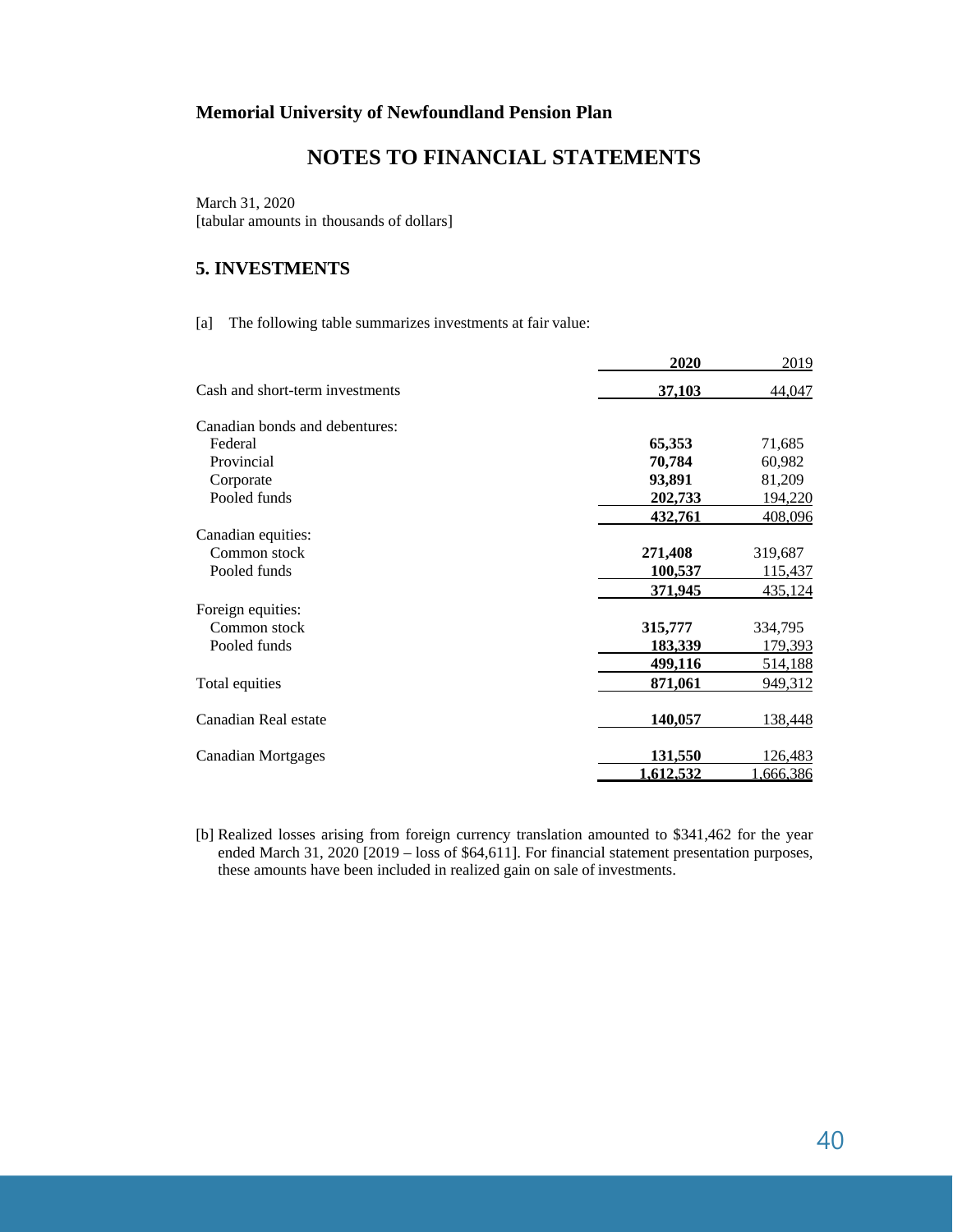**Memorial University of Newfoundland Pension Plan**

## NOTES TO FINANCIAL STATEMENTS

March 31, 2020
[tabular amounts in thousands of dollars]

### 5. INVESTMENTS

[a] The following table summarizes investments at fair value:

| | **2020** | 2019 |
|---|---|---|
| Cash and short-term investments | **37,103** | 44,047 |
| Canadian bonds and debentures: | | |
| Federal | **65,353** | 71,685 |
| Provincial | **70,784** | 60,982 |
| Corporate | **93,891** | 81,209 |
| Pooled funds | **202,733** | 194,220 |
| | **432,761** | 408,096 |
| Canadian equities: | | |
| Common stock | **271,408** | 319,687 |
| Pooled funds | **100,537** | 115,437 |
| | **371,945** | 435,124 |
| Foreign equities: | | |
| Common stock | **315,777** | 334,795 |
| Pooled funds | **183,339** | 179,393 |
| | **499,116** | 514,188 |
| Total equities | **871,061** | 949,312 |
| Canadian Real estate | **140,057** | 138,448 |
| Canadian Mortgages | **131,550** | 126,483 |
| | **1,612,532** | 1,666,386 |

[b] Realized losses arising from foreign currency translation amounted to $341,462 for the year ended March 31, 2020 [2019 – loss of $64,611]. For financial statement presentation purposes, these amounts have been included in realized gain on sale of investments.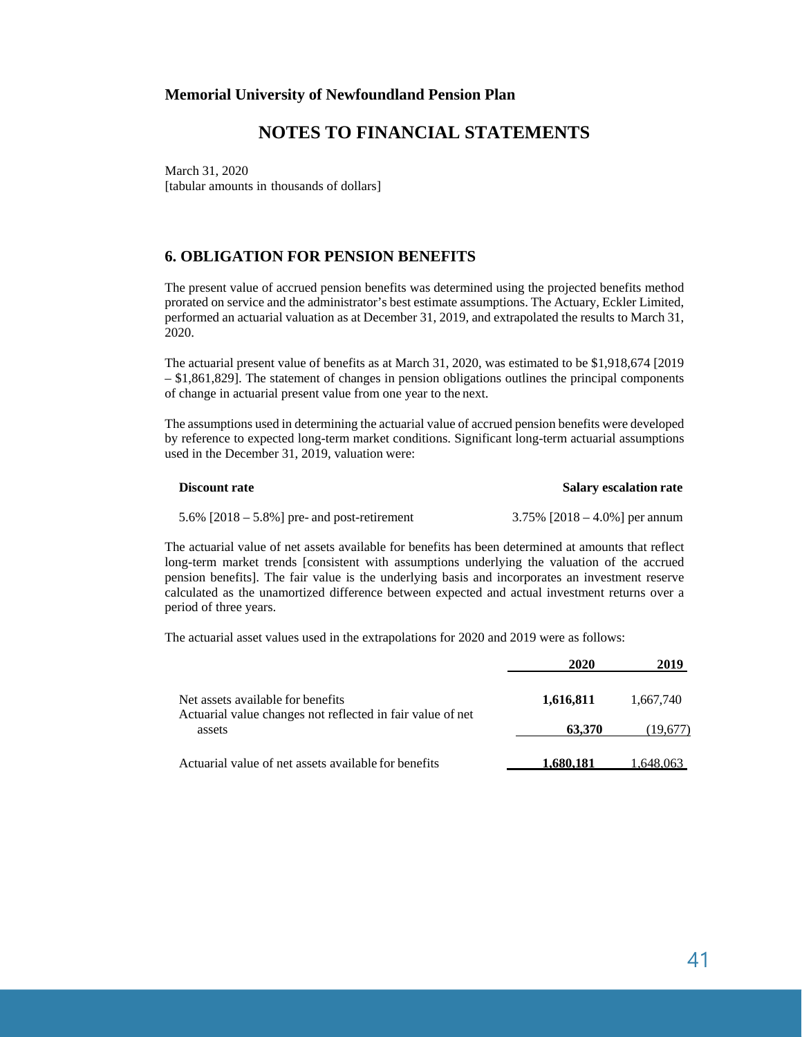**Memorial University of Newfoundland Pension Plan**

# NOTES TO FINANCIAL STATEMENTS

March 31, 2020
[tabular amounts in thousands of dollars]

## 6. OBLIGATION FOR PENSION BENEFITS

The present value of accrued pension benefits was determined using the projected benefits method prorated on service and the administrator's best estimate assumptions. The Actuary, Eckler Limited, performed an actuarial valuation as at December 31, 2019, and extrapolated the results to March 31, 2020.

The actuarial present value of benefits as at March 31, 2020, was estimated to be $1,918,674 [2019 – $1,861,829]. The statement of changes in pension obligations outlines the principal components of change in actuarial present value from one year to the next.

The assumptions used in determining the actuarial value of accrued pension benefits were developed by reference to expected long-term market conditions. Significant long-term actuarial assumptions used in the December 31, 2019, valuation were:

| **Discount rate** | **Salary escalation rate** |
|---|---|
| 5.6% [2018 – 5.8%] pre- and post-retirement | 3.75% [2018 – 4.0%] per annum |

The actuarial value of net assets available for benefits has been determined at amounts that reflect long-term market trends [consistent with assumptions underlying the valuation of the accrued pension benefits]. The fair value is the underlying basis and incorporates an investment reserve calculated as the unamortized difference between expected and actual investment returns over a period of three years.

The actuarial asset values used in the extrapolations for 2020 and 2019 were as follows:

| | **2020** | **2019** |
|---|---|---|
| Net assets available for benefits | **1,616,811** | 1,667,740 |
| Actuarial value changes not reflected in fair value of net assets | **63,370** | (19,677) |
| Actuarial value of net assets available for benefits | **1,680,181** | 1,648,063 |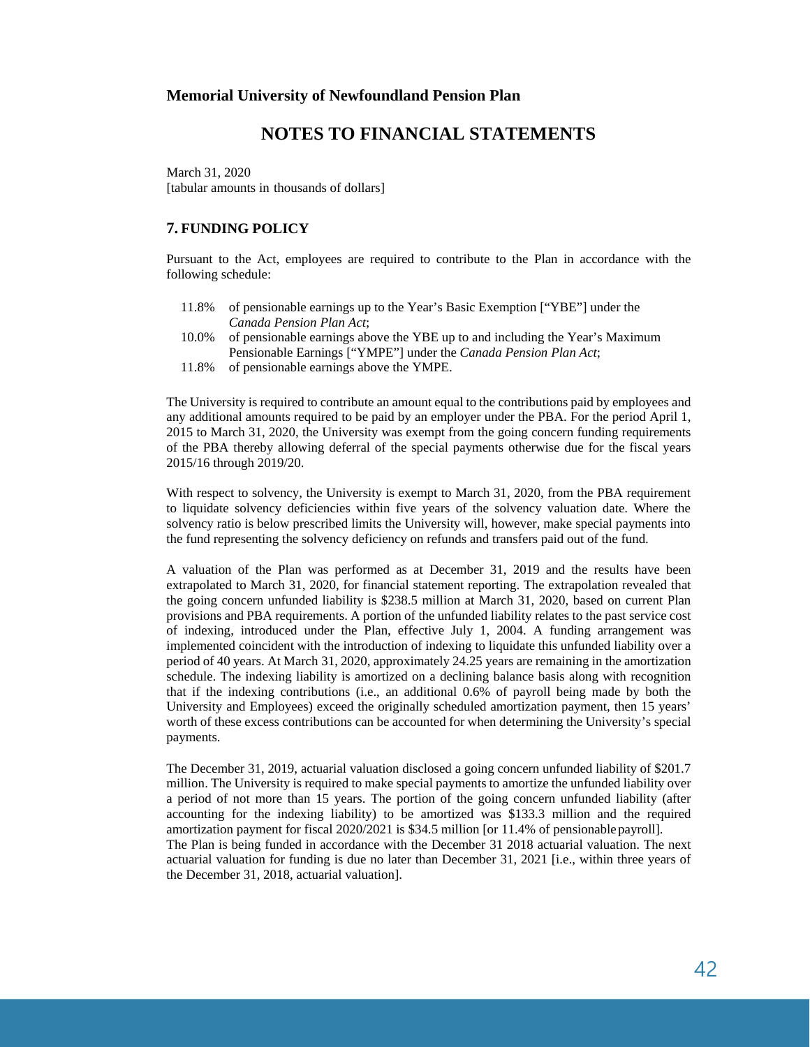**Memorial University of Newfoundland Pension Plan**

# NOTES TO FINANCIAL STATEMENTS

March 31, 2020
[tabular amounts in thousands of dollars]

## 7. FUNDING POLICY

Pursuant to the Act, employees are required to contribute to the Plan in accordance with the following schedule:

- 11.8% of pensionable earnings up to the Year's Basic Exemption ["YBE"] under the *Canada Pension Plan Act*;
- 10.0% of pensionable earnings above the YBE up to and including the Year's Maximum Pensionable Earnings ["YMPE"] under the *Canada Pension Plan Act*;
- 11.8% of pensionable earnings above the YMPE.

The University is required to contribute an amount equal to the contributions paid by employees and any additional amounts required to be paid by an employer under the PBA. For the period April 1, 2015 to March 31, 2020, the University was exempt from the going concern funding requirements of the PBA thereby allowing deferral of the special payments otherwise due for the fiscal years 2015/16 through 2019/20.

With respect to solvency, the University is exempt to March 31, 2020, from the PBA requirement to liquidate solvency deficiencies within five years of the solvency valuation date. Where the solvency ratio is below prescribed limits the University will, however, make special payments into the fund representing the solvency deficiency on refunds and transfers paid out of the fund.

A valuation of the Plan was performed as at December 31, 2019 and the results have been extrapolated to March 31, 2020, for financial statement reporting. The extrapolation revealed that the going concern unfunded liability is $238.5 million at March 31, 2020, based on current Plan provisions and PBA requirements. A portion of the unfunded liability relates to the past service cost of indexing, introduced under the Plan, effective July 1, 2004. A funding arrangement was implemented coincident with the introduction of indexing to liquidate this unfunded liability over a period of 40 years. At March 31, 2020, approximately 24.25 years are remaining in the amortization schedule. The indexing liability is amortized on a declining balance basis along with recognition that if the indexing contributions (i.e., an additional 0.6% of payroll being made by both the University and Employees) exceed the originally scheduled amortization payment, then 15 years' worth of these excess contributions can be accounted for when determining the University's special payments.

The December 31, 2019, actuarial valuation disclosed a going concern unfunded liability of $201.7 million. The University is required to make special payments to amortize the unfunded liability over a period of not more than 15 years. The portion of the going concern unfunded liability (after accounting for the indexing liability) to be amortized was $133.3 million and the required amortization payment for fiscal 2020/2021 is $34.5 million [or 11.4% of pensionable payroll].
The Plan is being funded in accordance with the December 31 2018 actuarial valuation. The next actuarial valuation for funding is due no later than December 31, 2021 [i.e., within three years of the December 31, 2018, actuarial valuation].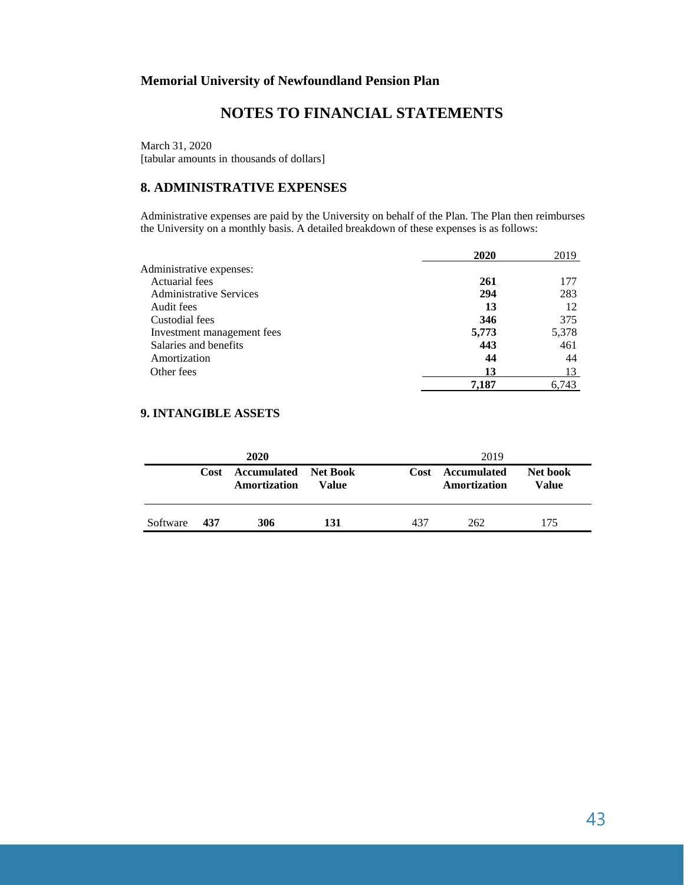**Memorial University of Newfoundland Pension Plan**

# NOTES TO FINANCIAL STATEMENTS

March 31, 2020
[tabular amounts in thousands of dollars]

## 8. ADMINISTRATIVE EXPENSES

Administrative expenses are paid by the University on behalf of the Plan. The Plan then reimburses the University on a monthly basis. A detailed breakdown of these expenses is as follows:

| | **2020** | 2019 |
|---|---|---|
| Administrative expenses: | | |
| Actuarial fees | **261** | 177 |
| Administrative Services | **294** | 283 |
| Audit fees | **13** | 12 |
| Custodial fees | **346** | 375 |
| Investment management fees | **5,773** | 5,378 |
| Salaries and benefits | **443** | 461 |
| Amortization | **44** | 44 |
| Other fees | **13** | 13 |
| | **7,187** | 6,743 |

## 9. INTANGIBLE ASSETS

| | **2020** | | | 2019 | | |
|---|---|---|---|---|---|---|
| | **Cost** | **Accumulated Amortization** | **Net Book Value** | **Cost** | **Accumulated Amortization** | **Net book Value** |
| Software | **437** | **306** | **131** | 437 | 262 | 175 |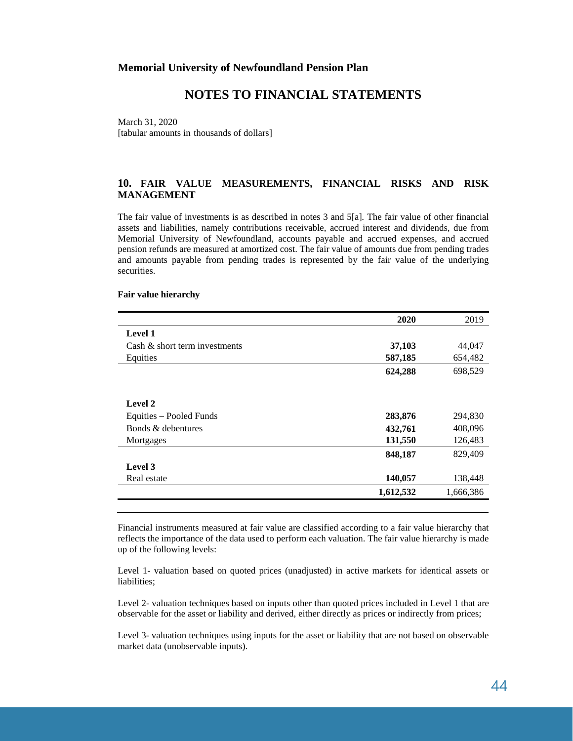**Memorial University of Newfoundland Pension Plan**

## NOTES TO FINANCIAL STATEMENTS

March 31, 2020
[tabular amounts in thousands of dollars]

### 10. FAIR VALUE MEASUREMENTS, FINANCIAL RISKS AND RISK MANAGEMENT

The fair value of investments is as described in notes 3 and 5[a]. The fair value of other financial assets and liabilities, namely contributions receivable, accrued interest and dividends, due from Memorial University of Newfoundland, accounts payable and accrued expenses, and accrued pension refunds are measured at amortized cost. The fair value of amounts due from pending trades and amounts payable from pending trades is represented by the fair value of the underlying securities.

**Fair value hierarchy**

| | **2020** | 2019 |
|---|---|---|
| **Level 1** | | |
| Cash & short term investments | **37,103** | 44,047 |
| Equities | **587,185** | 654,482 |
| | **624,288** | 698,529 |
| **Level 2** | | |
| Equities – Pooled Funds | **283,876** | 294,830 |
| Bonds & debentures | **432,761** | 408,096 |
| Mortgages | **131,550** | 126,483 |
| | **848,187** | 829,409 |
| **Level 3** | | |
| Real estate | **140,057** | 138,448 |
| | **1,612,532** | 1,666,386 |

Financial instruments measured at fair value are classified according to a fair value hierarchy that reflects the importance of the data used to perform each valuation. The fair value hierarchy is made up of the following levels:

Level 1- valuation based on quoted prices (unadjusted) in active markets for identical assets or liabilities;

Level 2- valuation techniques based on inputs other than quoted prices included in Level 1 that are observable for the asset or liability and derived, either directly as prices or indirectly from prices;

Level 3- valuation techniques using inputs for the asset or liability that are not based on observable market data (unobservable inputs).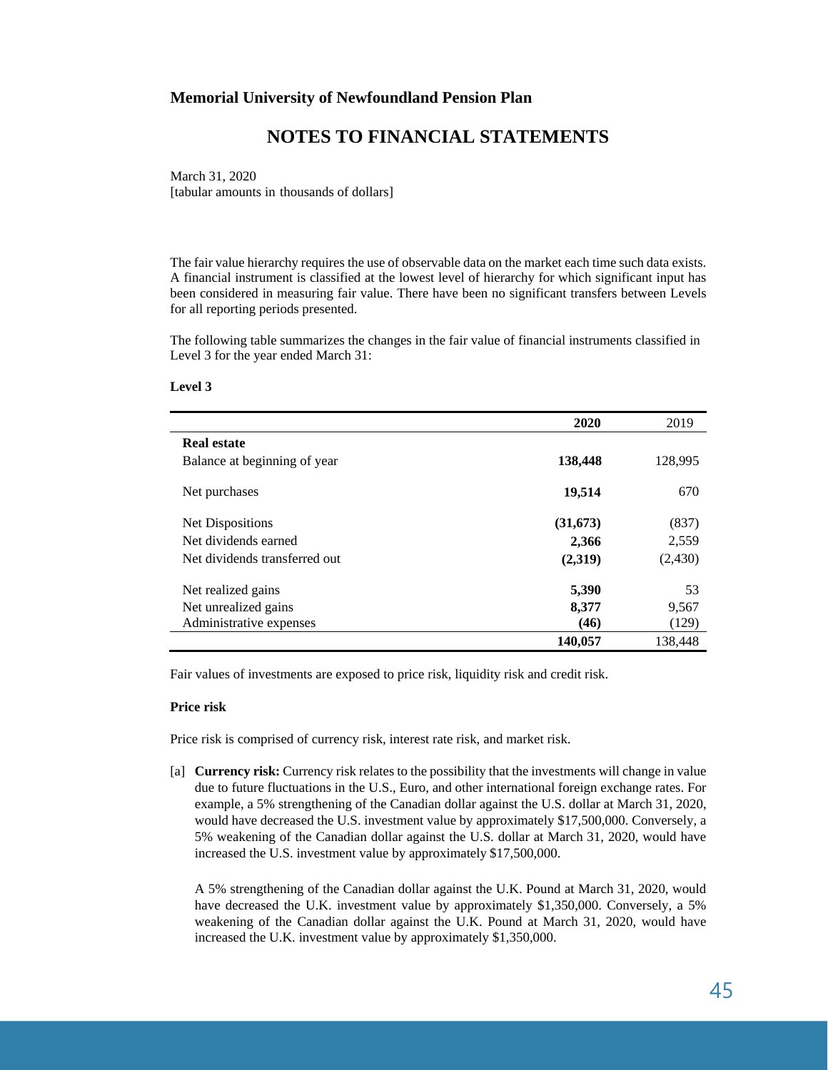**Memorial University of Newfoundland Pension Plan**

# NOTES TO FINANCIAL STATEMENTS

March 31, 2020
[tabular amounts in thousands of dollars]

The fair value hierarchy requires the use of observable data on the market each time such data exists. A financial instrument is classified at the lowest level of hierarchy for which significant input has been considered in measuring fair value. There have been no significant transfers between Levels for all reporting periods presented.

The following table summarizes the changes in the fair value of financial instruments classified in Level 3 for the year ended March 31:

**Level 3**

| | **2020** | 2019 |
|---|---|---|
| **Real estate** | | |
| Balance at beginning of year | **138,448** | 128,995 |
| Net purchases | **19,514** | 670 |
| Net Dispositions | **(31,673)** | (837) |
| Net dividends earned | **2,366** | 2,559 |
| Net dividends transferred out | **(2,319)** | (2,430) |
| Net realized gains | **5,390** | 53 |
| Net unrealized gains | **8,377** | 9,567 |
| Administrative expenses | **(46)** | (129) |
| | **140,057** | 138,448 |

Fair values of investments are exposed to price risk, liquidity risk and credit risk.

**Price risk**

Price risk is comprised of currency risk, interest rate risk, and market risk.

[a] **Currency risk:** Currency risk relates to the possibility that the investments will change in value due to future fluctuations in the U.S., Euro, and other international foreign exchange rates. For example, a 5% strengthening of the Canadian dollar against the U.S. dollar at March 31, 2020, would have decreased the U.S. investment value by approximately $17,500,000. Conversely, a 5% weakening of the Canadian dollar against the U.S. dollar at March 31, 2020, would have increased the U.S. investment value by approximately $17,500,000.

A 5% strengthening of the Canadian dollar against the U.K. Pound at March 31, 2020, would have decreased the U.K. investment value by approximately $1,350,000. Conversely, a 5% weakening of the Canadian dollar against the U.K. Pound at March 31, 2020, would have increased the U.K. investment value by approximately $1,350,000.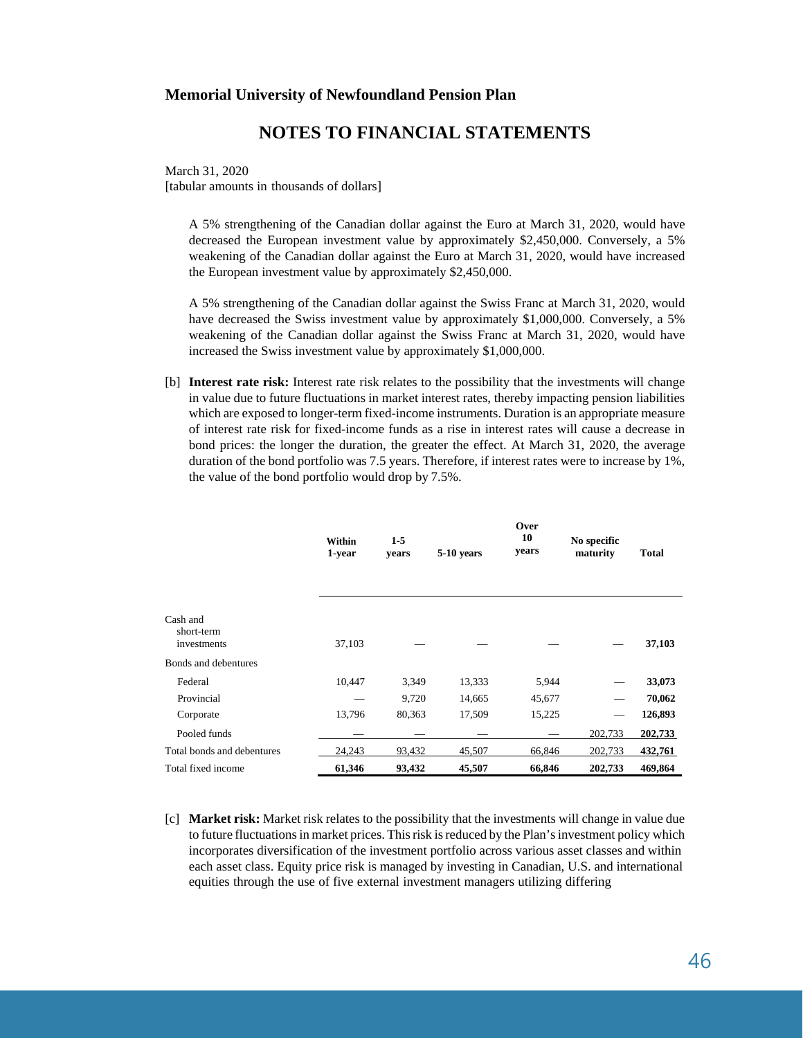**Memorial University of Newfoundland Pension Plan**

## NOTES TO FINANCIAL STATEMENTS

March 31, 2020
[tabular amounts in thousands of dollars]

A 5% strengthening of the Canadian dollar against the Euro at March 31, 2020, would have decreased the European investment value by approximately $2,450,000. Conversely, a 5% weakening of the Canadian dollar against the Euro at March 31, 2020, would have increased the European investment value by approximately $2,450,000.

A 5% strengthening of the Canadian dollar against the Swiss Franc at March 31, 2020, would have decreased the Swiss investment value by approximately $1,000,000. Conversely, a 5% weakening of the Canadian dollar against the Swiss Franc at March 31, 2020, would have increased the Swiss investment value by approximately $1,000,000.

[b] **Interest rate risk:** Interest rate risk relates to the possibility that the investments will change in value due to future fluctuations in market interest rates, thereby impacting pension liabilities which are exposed to longer-term fixed-income instruments. Duration is an appropriate measure of interest rate risk for fixed-income funds as a rise in interest rates will cause a decrease in bond prices: the longer the duration, the greater the effect. At March 31, 2020, the average duration of the bond portfolio was 7.5 years. Therefore, if interest rates were to increase by 1%, the value of the bond portfolio would drop by 7.5%.

| | Within 1-year | 1-5 years | 5-10 years | Over 10 years | No specific maturity | Total |
|---|---|---|---|---|---|---|
| Cash and short-term investments | 37,103 | — | — | — | — | **37,103** |
| Bonds and debentures | | | | | | |
| Federal | 10,447 | 3,349 | 13,333 | 5,944 | — | **33,073** |
| Provincial | — | 9,720 | 14,665 | 45,677 | — | **70,062** |
| Corporate | 13,796 | 80,363 | 17,509 | 15,225 | — | **126,893** |
| Pooled funds | — | — | — | — | 202,733 | **202,733** |
| Total bonds and debentures | 24,243 | 93,432 | 45,507 | 66,846 | 202,733 | **432,761** |
| Total fixed income | **61,346** | **93,432** | **45,507** | **66,846** | **202,733** | **469,864** |

[c] **Market risk:** Market risk relates to the possibility that the investments will change in value due to future fluctuations in market prices. This risk is reduced by the Plan's investment policy which incorporates diversification of the investment portfolio across various asset classes and within each asset class. Equity price risk is managed by investing in Canadian, U.S. and international equities through the use of five external investment managers utilizing differing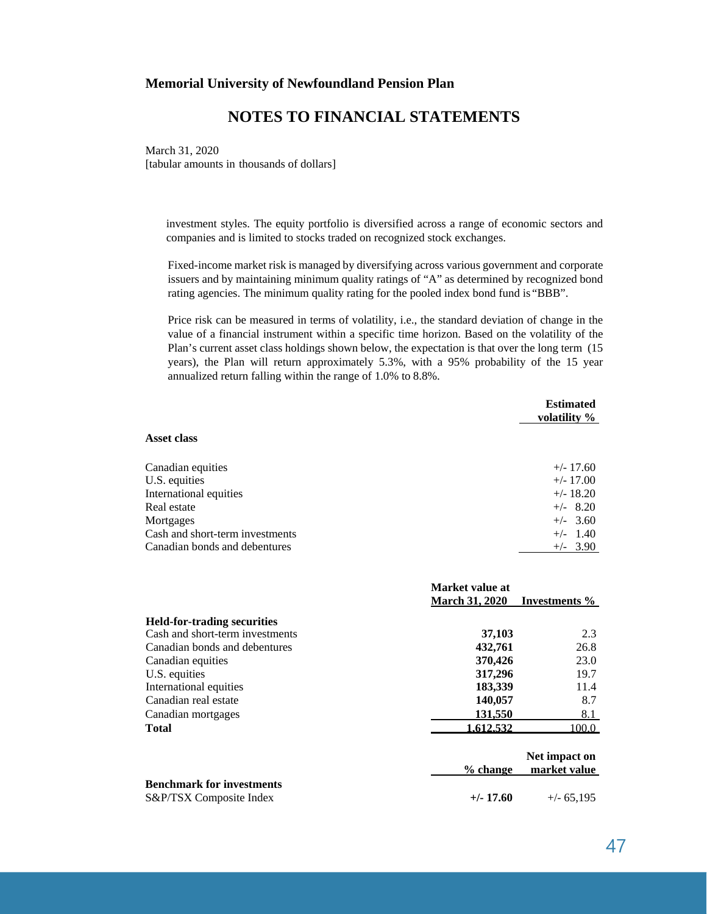**Memorial University of Newfoundland Pension Plan**

## NOTES TO FINANCIAL STATEMENTS

March 31, 2020
[tabular amounts in thousands of dollars]

investment styles. The equity portfolio is diversified across a range of economic sectors and companies and is limited to stocks traded on recognized stock exchanges.

Fixed-income market risk is managed by diversifying across various government and corporate issuers and by maintaining minimum quality ratings of "A" as determined by recognized bond rating agencies. The minimum quality rating for the pooled index bond fund is "BBB".

Price risk can be measured in terms of volatility, i.e., the standard deviation of change in the value of a financial instrument within a specific time horizon. Based on the volatility of the Plan's current asset class holdings shown below, the expectation is that over the long term (15 years), the Plan will return approximately 5.3%, with a 95% probability of the 15 year annualized return falling within the range of 1.0% to 8.8%.

| Asset class | Estimated volatility % |
|---|---|
| Canadian equities | +/- 17.60 |
| U.S. equities | +/- 17.00 |
| International equities | +/- 18.20 |
| Real estate | +/- 8.20 |
| Mortgages | +/- 3.60 |
| Cash and short-term investments | +/- 1.40 |
| Canadian bonds and debentures | +/- 3.90 |

| | Market value at March 31, 2020 | Investments % |
|---|---|---|
| **Held-for-trading securities** | | |
| Cash and short-term investments | **37,103** | 2.3 |
| Canadian bonds and debentures | **432,761** | 26.8 |
| Canadian equities | **370,426** | 23.0 |
| U.S. equities | **317,296** | 19.7 |
| International equities | **183,339** | 11.4 |
| Canadian real estate | **140,057** | 8.7 |
| Canadian mortgages | **131,550** | 8.1 |
| **Total** | **1,612,532** | 100.0 |

| | % change | Net impact on market value |
|---|---|---|
| **Benchmark for investments** | | |
| S&P/TSX Composite Index | **+/- 17.60** | +/- 65,195 |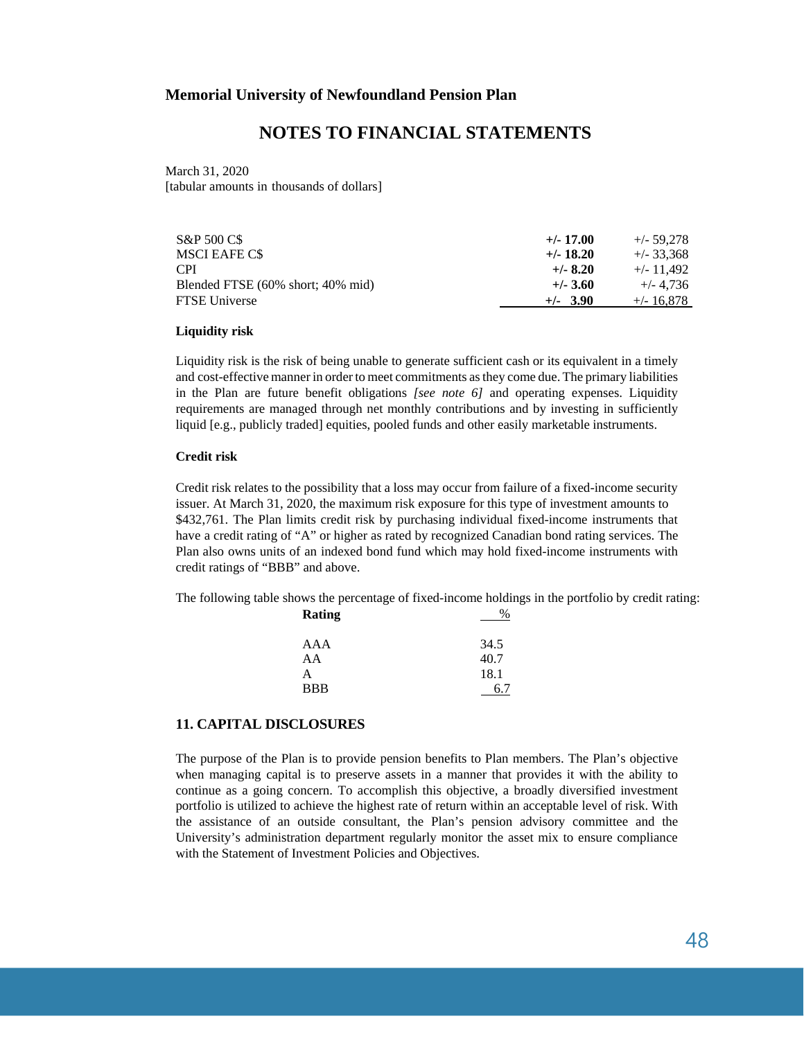**Memorial University of Newfoundland Pension Plan**

## NOTES TO FINANCIAL STATEMENTS

March 31, 2020
[tabular amounts in thousands of dollars]

| | | |
|---|---|---|
| S&P 500 C$ | **+/- 17.00** | +/- 59,278 |
| MSCI EAFE C$ | **+/- 18.20** | +/- 33,368 |
| CPI | **+/- 8.20** | +/- 11,492 |
| Blended FTSE (60% short; 40% mid) | **+/- 3.60** | +/- 4,736 |
| FTSE Universe | **+/- 3.90** | +/- 16,878 |

**Liquidity risk**

Liquidity risk is the risk of being unable to generate sufficient cash or its equivalent in a timely and cost-effective manner in order to meet commitments as they come due. The primary liabilities in the Plan are future benefit obligations *[see note 6]* and operating expenses. Liquidity requirements are managed through net monthly contributions and by investing in sufficiently liquid [e.g., publicly traded] equities, pooled funds and other easily marketable instruments.

**Credit risk**

Credit risk relates to the possibility that a loss may occur from failure of a fixed-income security issuer. At March 31, 2020, the maximum risk exposure for this type of investment amounts to $432,761. The Plan limits credit risk by purchasing individual fixed-income instruments that have a credit rating of "A" or higher as rated by recognized Canadian bond rating services. The Plan also owns units of an indexed bond fund which may hold fixed-income instruments with credit ratings of "BBB" and above.

The following table shows the percentage of fixed-income holdings in the portfolio by credit rating:

| Rating | % |
|---|---|
| AAA | 34.5 |
| AA | 40.7 |
| A | 18.1 |
| BBB | 6.7 |

### 11. CAPITAL DISCLOSURES

The purpose of the Plan is to provide pension benefits to Plan members. The Plan's objective when managing capital is to preserve assets in a manner that provides it with the ability to continue as a going concern. To accomplish this objective, a broadly diversified investment portfolio is utilized to achieve the highest rate of return within an acceptable level of risk. With the assistance of an outside consultant, the Plan's pension advisory committee and the University's administration department regularly monitor the asset mix to ensure compliance with the Statement of Investment Policies and Objectives.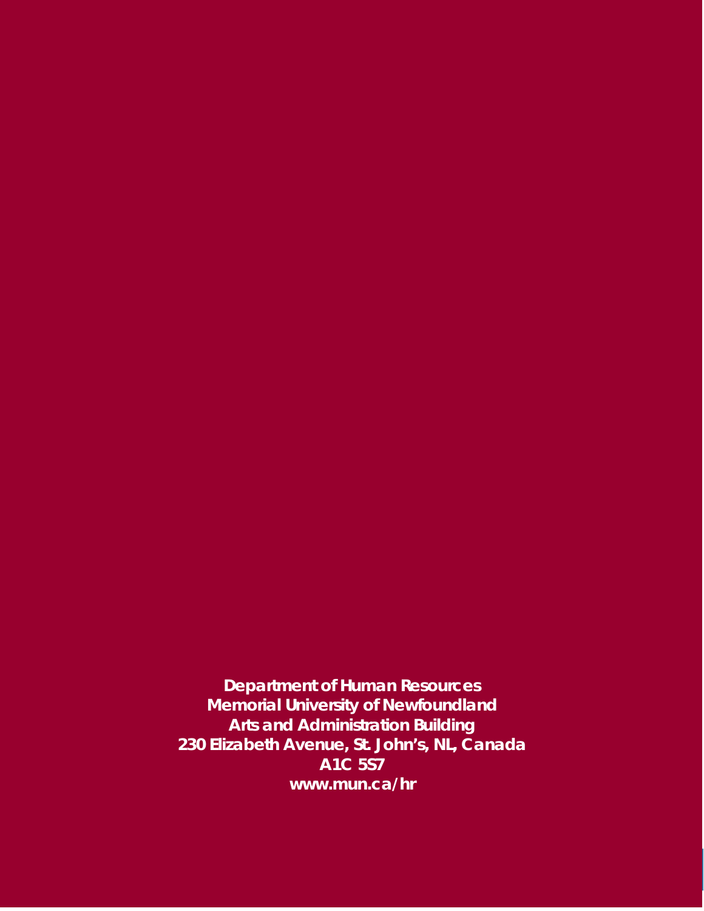**Department of Human Resources**
**Memorial University of Newfoundland**
**Arts and Administration Building**
**230 Elizabeth Avenue, St. John's, NL, Canada**
**A1C 5S7**
**www.mun.ca/hr**